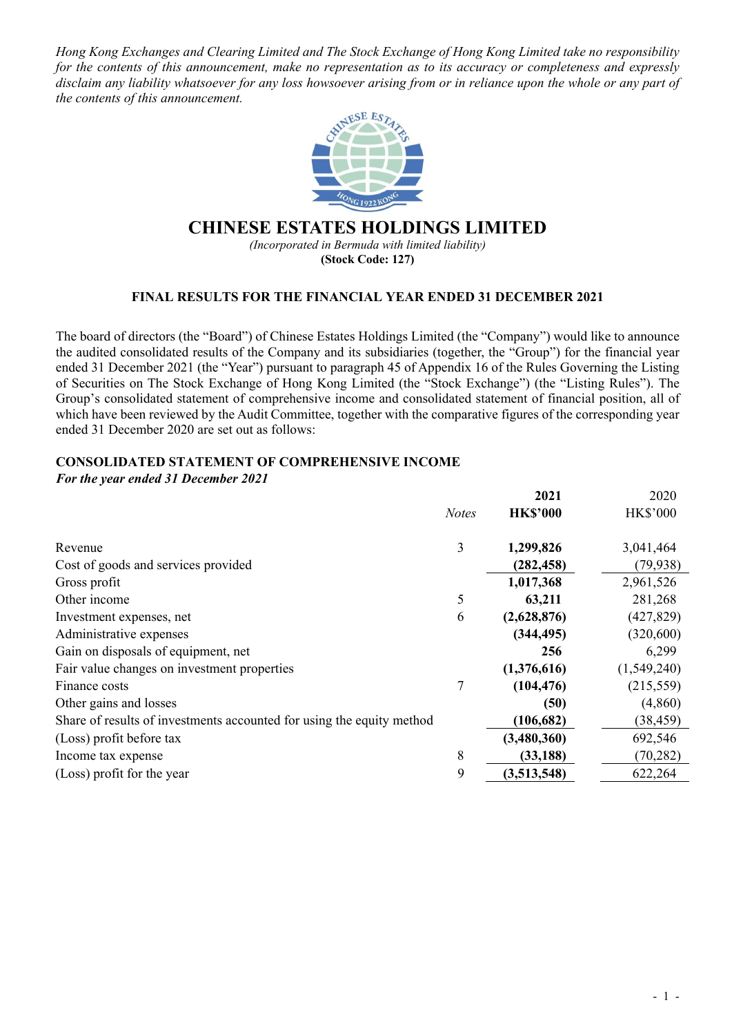*Hong Kong Exchanges and Clearing Limited and The Stock Exchange of Hong Kong Limited take no responsibility for the contents of this announcement, make no representation as to its accuracy or completeness and expressly disclaim any liability whatsoever for any loss howsoever arising from or in reliance upon the whole or any part of the contents of this announcement.*

# CHINESE ESTATES HOLDINGS LIMITED

*(Incorporated in Bermuda with limited liability)*

**(Stock Code: 127)**

## FINAL RESULTS FOR THE FINANCIAL YEAR ENDED 31 DECEMBER 2021

The board of directors (the "Board") of Chinese Estates Holdings Limited (the "Company") would like to announce the audited consolidated results of the Company and its subsidiaries (together, the "Group") for the financial year ended 31 December 2021 (the "Year") pursuant to paragraph 45 of Appendix 16 of the Rules Governing the Listing of Securities on The Stock Exchange of Hong Kong Limited (the "Stock Exchange") (the "Listing Rules"). The Group's consolidated statement of comprehensive income and consolidated statement of financial position, all of which have been reviewed by the Audit Committee, together with the comparative figures of the corresponding year ended 31 December 2020 are set out as follows:

### CONSOLIDATED STATEMENT OF COMPREHENSIVE INCOME

***For the year ended 31 December 2021***

| | *Notes* | **2021** | 2020 |
|---|---|---|---|
| | | **HK$'000** | HK$'000 |
| Revenue | 3 | **1,299,826** | 3,041,464 |
| Cost of goods and services provided | | **(282,458)** | (79,938) |
| Gross profit | | **1,017,368** | 2,961,526 |
| Other income | 5 | **63,211** | 281,268 |
| Investment expenses, net | 6 | **(2,628,876)** | (427,829) |
| Administrative expenses | | **(344,495)** | (320,600) |
| Gain on disposals of equipment, net | | **256** | 6,299 |
| Fair value changes on investment properties | | **(1,376,616)** | (1,549,240) |
| Finance costs | 7 | **(104,476)** | (215,559) |
| Other gains and losses | | **(50)** | (4,860) |
| Share of results of investments accounted for using the equity method | | **(106,682)** | (38,459) |
| (Loss) profit before tax | | **(3,480,360)** | 692,546 |
| Income tax expense | 8 | **(33,188)** | (70,282) |
| (Loss) profit for the year | 9 | **(3,513,548)** | 622,264 |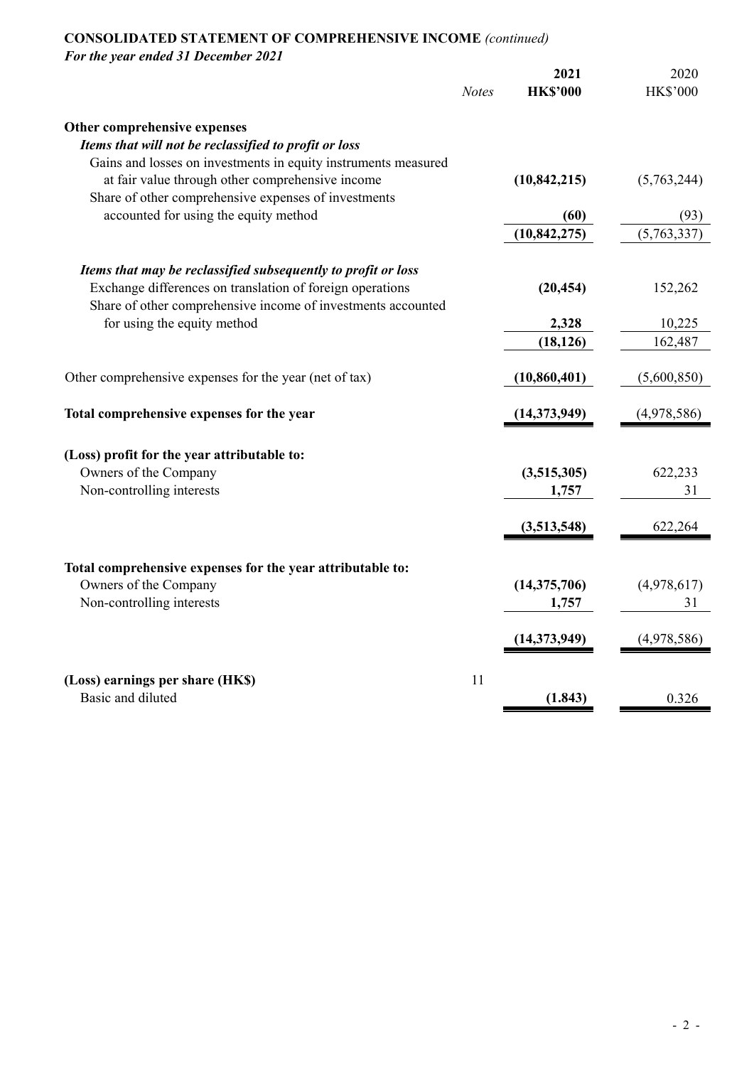# CONSOLIDATED STATEMENT OF COMPREHENSIVE INCOME *(continued)*

***For the year ended 31 December 2021***

| | *Notes* | **2021 HK$'000** | 2020 HK$'000 |
|---|---|---|---|
| **Other comprehensive expenses** | | | |
| ***Items that will not be reclassified to profit or loss*** | | | |
| Gains and losses on investments in equity instruments measured at fair value through other comprehensive income | | **(10,842,215)** | (5,763,244) |
| Share of other comprehensive expenses of investments accounted for using the equity method | | **(60)** | (93) |
| | | **(10,842,275)** | (5,763,337) |
| ***Items that may be reclassified subsequently to profit or loss*** | | | |
| Exchange differences on translation of foreign operations | | **(20,454)** | 152,262 |
| Share of other comprehensive income of investments accounted for using the equity method | | **2,328** | 10,225 |
| | | **(18,126)** | 162,487 |
| Other comprehensive expenses for the year (net of tax) | | **(10,860,401)** | (5,600,850) |
| **Total comprehensive expenses for the year** | | **(14,373,949)** | (4,978,586) |
| **(Loss) profit for the year attributable to:** | | | |
| Owners of the Company | | **(3,515,305)** | 622,233 |
| Non-controlling interests | | **1,757** | 31 |
| | | **(3,513,548)** | 622,264 |
| **Total comprehensive expenses for the year attributable to:** | | | |
| Owners of the Company | | **(14,375,706)** | (4,978,617) |
| Non-controlling interests | | **1,757** | 31 |
| | | **(14,373,949)** | (4,978,586) |
| **(Loss) earnings per share (HK$)** | 11 | | |
| Basic and diluted | | **(1.843)** | 0.326 |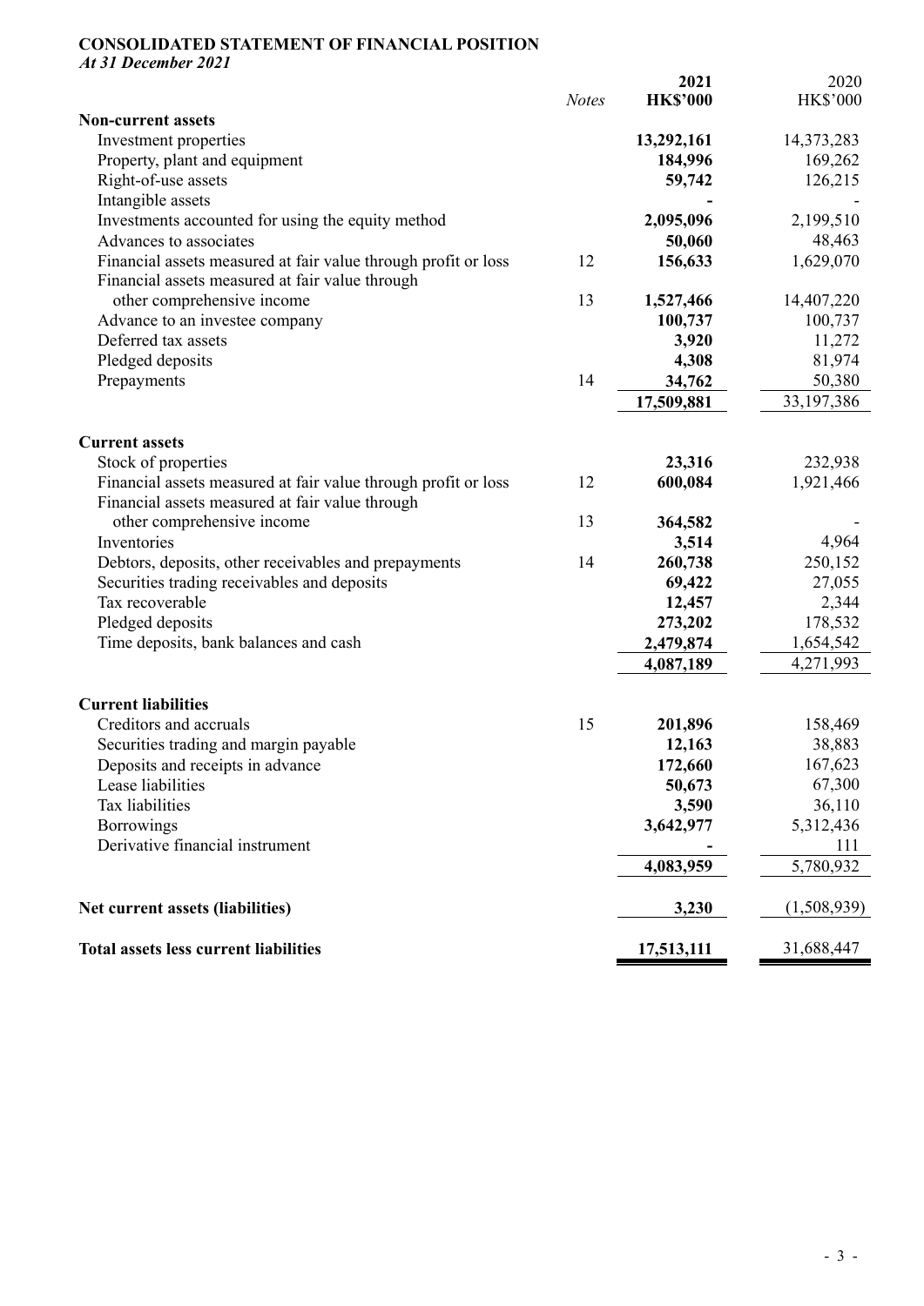**CONSOLIDATED STATEMENT OF FINANCIAL POSITION**
*At 31 December 2021*

| | *Notes* | **2021** **HK$'000** | 2020 HK$'000 |
|---|---|---|---|
| **Non-current assets** | | | |
| Investment properties | | **13,292,161** | 14,373,283 |
| Property, plant and equipment | | **184,996** | 169,262 |
| Right-of-use assets | | **59,742** | 126,215 |
| Intangible assets | | **-** | - |
| Investments accounted for using the equity method | | **2,095,096** | 2,199,510 |
| Advances to associates | | **50,060** | 48,463 |
| Financial assets measured at fair value through profit or loss | 12 | **156,633** | 1,629,070 |
| Financial assets measured at fair value through other comprehensive income | 13 | **1,527,466** | 14,407,220 |
| Advance to an investee company | | **100,737** | 100,737 |
| Deferred tax assets | | **3,920** | 11,272 |
| Pledged deposits | | **4,308** | 81,974 |
| Prepayments | 14 | **34,762** | 50,380 |
| | | **17,509,881** | 33,197,386 |
| **Current assets** | | | |
| Stock of properties | | **23,316** | 232,938 |
| Financial assets measured at fair value through profit or loss | 12 | **600,084** | 1,921,466 |
| Financial assets measured at fair value through other comprehensive income | 13 | **364,582** | - |
| Inventories | | **3,514** | 4,964 |
| Debtors, deposits, other receivables and prepayments | 14 | **260,738** | 250,152 |
| Securities trading receivables and deposits | | **69,422** | 27,055 |
| Tax recoverable | | **12,457** | 2,344 |
| Pledged deposits | | **273,202** | 178,532 |
| Time deposits, bank balances and cash | | **2,479,874** | 1,654,542 |
| | | **4,087,189** | 4,271,993 |
| **Current liabilities** | | | |
| Creditors and accruals | 15 | **201,896** | 158,469 |
| Securities trading and margin payable | | **12,163** | 38,883 |
| Deposits and receipts in advance | | **172,660** | 167,623 |
| Lease liabilities | | **50,673** | 67,300 |
| Tax liabilities | | **3,590** | 36,110 |
| Borrowings | | **3,642,977** | 5,312,436 |
| Derivative financial instrument | | **-** | 111 |
| | | **4,083,959** | 5,780,932 |
| **Net current assets (liabilities)** | | **3,230** | (1,508,939) |
| **Total assets less current liabilities** | | **17,513,111** | 31,688,447 |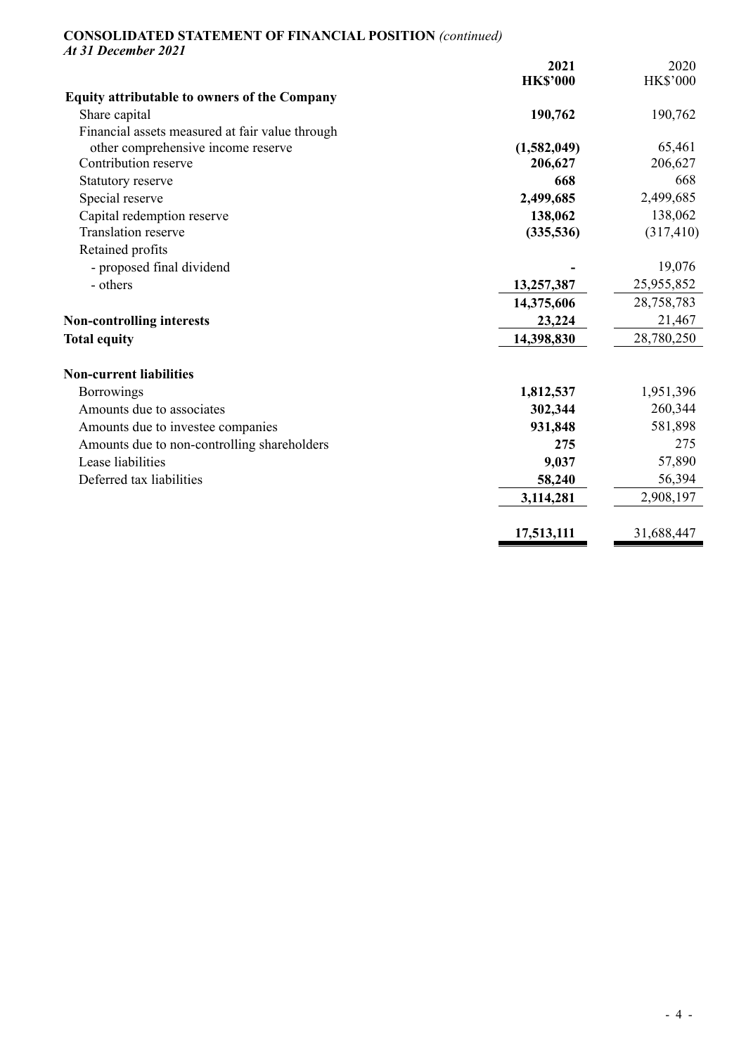**CONSOLIDATED STATEMENT OF FINANCIAL POSITION** *(continued)*
***At 31 December 2021***

| | **2021** | 2020 |
|---|---|---|
| | **HK$'000** | HK$'000 |
| **Equity attributable to owners of the Company** | | |
| Share capital | **190,762** | 190,762 |
| Financial assets measured at fair value through other comprehensive income reserve | **(1,582,049)** | 65,461 |
| Contribution reserve | **206,627** | 206,627 |
| Statutory reserve | **668** | 668 |
| Special reserve | **2,499,685** | 2,499,685 |
| Capital redemption reserve | **138,062** | 138,062 |
| Translation reserve | **(335,536)** | (317,410) |
| Retained profits | | |
| - proposed final dividend | **-** | 19,076 |
| - others | **13,257,387** | 25,955,852 |
| | **14,375,606** | 28,758,783 |
| **Non-controlling interests** | **23,224** | 21,467 |
| **Total equity** | **14,398,830** | 28,780,250 |
| **Non-current liabilities** | | |
| Borrowings | **1,812,537** | 1,951,396 |
| Amounts due to associates | **302,344** | 260,344 |
| Amounts due to investee companies | **931,848** | 581,898 |
| Amounts due to non-controlling shareholders | **275** | 275 |
| Lease liabilities | **9,037** | 57,890 |
| Deferred tax liabilities | **58,240** | 56,394 |
| | **3,114,281** | 2,908,197 |
| | **17,513,111** | 31,688,447 |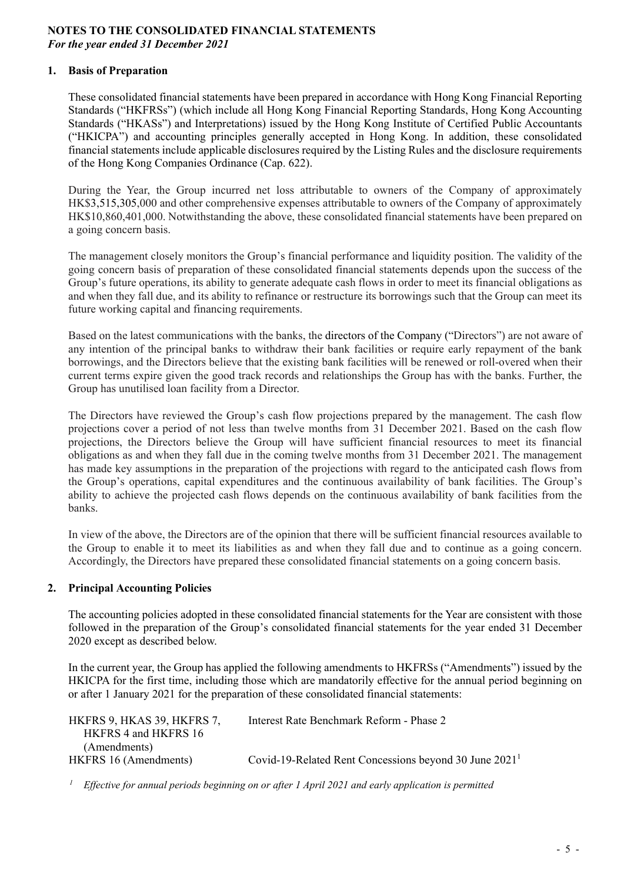**NOTES TO THE CONSOLIDATED FINANCIAL STATEMENTS**
*For the year ended 31 December 2021*

## 1. Basis of Preparation

These consolidated financial statements have been prepared in accordance with Hong Kong Financial Reporting Standards ("HKFRSs") (which include all Hong Kong Financial Reporting Standards, Hong Kong Accounting Standards ("HKASs") and Interpretations) issued by the Hong Kong Institute of Certified Public Accountants ("HKICPA") and accounting principles generally accepted in Hong Kong. In addition, these consolidated financial statements include applicable disclosures required by the Listing Rules and the disclosure requirements of the Hong Kong Companies Ordinance (Cap. 622).

During the Year, the Group incurred net loss attributable to owners of the Company of approximately HK$3,515,305,000 and other comprehensive expenses attributable to owners of the Company of approximately HK$10,860,401,000. Notwithstanding the above, these consolidated financial statements have been prepared on a going concern basis.

The management closely monitors the Group's financial performance and liquidity position. The validity of the going concern basis of preparation of these consolidated financial statements depends upon the success of the Group's future operations, its ability to generate adequate cash flows in order to meet its financial obligations as and when they fall due, and its ability to refinance or restructure its borrowings such that the Group can meet its future working capital and financing requirements.

Based on the latest communications with the banks, the directors of the Company ("Directors") are not aware of any intention of the principal banks to withdraw their bank facilities or require early repayment of the bank borrowings, and the Directors believe that the existing bank facilities will be renewed or roll-overed when their current terms expire given the good track records and relationships the Group has with the banks. Further, the Group has unutilised loan facility from a Director.

The Directors have reviewed the Group's cash flow projections prepared by the management. The cash flow projections cover a period of not less than twelve months from 31 December 2021. Based on the cash flow projections, the Directors believe the Group will have sufficient financial resources to meet its financial obligations as and when they fall due in the coming twelve months from 31 December 2021. The management has made key assumptions in the preparation of the projections with regard to the anticipated cash flows from the Group's operations, capital expenditures and the continuous availability of bank facilities. The Group's ability to achieve the projected cash flows depends on the continuous availability of bank facilities from the banks.

In view of the above, the Directors are of the opinion that there will be sufficient financial resources available to the Group to enable it to meet its liabilities as and when they fall due and to continue as a going concern. Accordingly, the Directors have prepared these consolidated financial statements on a going concern basis.

## 2. Principal Accounting Policies

The accounting policies adopted in these consolidated financial statements for the Year are consistent with those followed in the preparation of the Group's consolidated financial statements for the year ended 31 December 2020 except as described below.

In the current year, the Group has applied the following amendments to HKFRSs ("Amendments") issued by the HKICPA for the first time, including those which are mandatorily effective for the annual period beginning on or after 1 January 2021 for the preparation of these consolidated financial statements:

| | |
|---|---|
| HKFRS 9, HKAS 39, HKFRS 7, HKFRS 4 and HKFRS 16 (Amendments) | Interest Rate Benchmark Reform - Phase 2 |
| HKFRS 16 (Amendments) | Covid-19-Related Rent Concessions beyond 30 June 2021[1] |

[1] *Effective for annual periods beginning on or after 1 April 2021 and early application is permitted*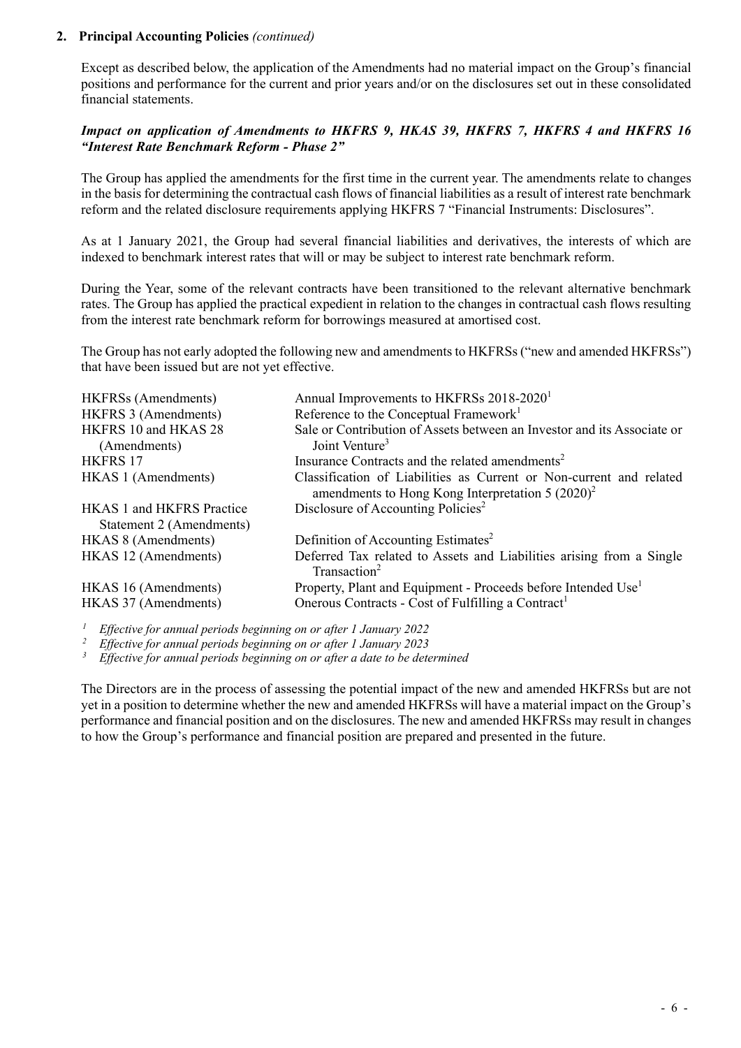## 2. Principal Accounting Policies *(continued)*

Except as described below, the application of the Amendments had no material impact on the Group's financial positions and performance for the current and prior years and/or on the disclosures set out in these consolidated financial statements.

***Impact on application of Amendments to HKFRS 9, HKAS 39, HKFRS 7, HKFRS 4 and HKFRS 16 "Interest Rate Benchmark Reform - Phase 2"***

The Group has applied the amendments for the first time in the current year. The amendments relate to changes in the basis for determining the contractual cash flows of financial liabilities as a result of interest rate benchmark reform and the related disclosure requirements applying HKFRS 7 "Financial Instruments: Disclosures".

As at 1 January 2021, the Group had several financial liabilities and derivatives, the interests of which are indexed to benchmark interest rates that will or may be subject to interest rate benchmark reform.

During the Year, some of the relevant contracts have been transitioned to the relevant alternative benchmark rates. The Group has applied the practical expedient in relation to the changes in contractual cash flows resulting from the interest rate benchmark reform for borrowings measured at amortised cost.

The Group has not early adopted the following new and amendments to HKFRSs ("new and amended HKFRSs") that have been issued but are not yet effective.

| | |
|---|---|
| HKFRSs (Amendments) | Annual Improvements to HKFRSs 2018-2020[1] |
| HKFRS 3 (Amendments) | Reference to the Conceptual Framework[1] |
| HKFRS 10 and HKAS 28 (Amendments) | Sale or Contribution of Assets between an Investor and its Associate or Joint Venture[3] |
| HKFRS 17 | Insurance Contracts and the related amendments[2] |
| HKAS 1 (Amendments) | Classification of Liabilities as Current or Non-current and related amendments to Hong Kong Interpretation 5 (2020)[2] |
| HKAS 1 and HKFRS Practice Statement 2 (Amendments) | Disclosure of Accounting Policies[2] |
| HKAS 8 (Amendments) | Definition of Accounting Estimates[2] |
| HKAS 12 (Amendments) | Deferred Tax related to Assets and Liabilities arising from a Single Transaction[2] |
| HKAS 16 (Amendments) | Property, Plant and Equipment - Proceeds before Intended Use[1] |
| HKAS 37 (Amendments) | Onerous Contracts - Cost of Fulfilling a Contract[1] |

[1] *Effective for annual periods beginning on or after 1 January 2022*

[2] *Effective for annual periods beginning on or after 1 January 2023*

[3] *Effective for annual periods beginning on or after a date to be determined*

The Directors are in the process of assessing the potential impact of the new and amended HKFRSs but are not yet in a position to determine whether the new and amended HKFRSs will have a material impact on the Group's performance and financial position and on the disclosures. The new and amended HKFRSs may result in changes to how the Group's performance and financial position are prepared and presented in the future.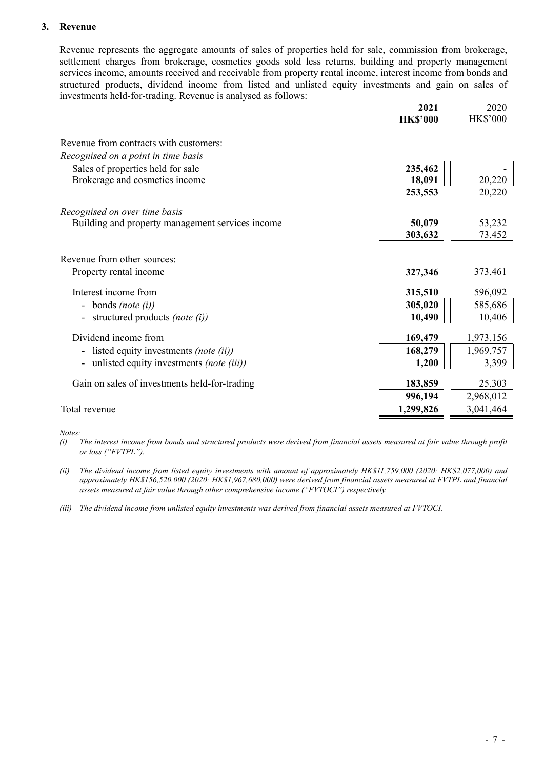### 3. Revenue

Revenue represents the aggregate amounts of sales of properties held for sale, commission from brokerage, settlement charges from brokerage, cosmetics goods sold less returns, building and property management services income, amounts received and receivable from property rental income, interest income from bonds and structured products, dividend income from listed and unlisted equity investments and gain on sales of investments held-for-trading. Revenue is analysed as follows:

| | **2021** | 2020 |
|---|---|---|
| | **HK$'000** | HK$'000 |
| Revenue from contracts with customers: | | |
| *Recognised on a point in time basis* | | |
| Sales of properties held for sale | **235,462** | - |
| Brokerage and cosmetics income | **18,091** | 20,220 |
| | **253,553** | 20,220 |
| *Recognised on over time basis* | | |
| Building and property management services income | **50,079** | 53,232 |
| | **303,632** | 73,452 |
| Revenue from other sources: | | |
| Property rental income | **327,346** | 373,461 |
| Interest income from | **315,510** | 596,092 |
| - bonds *(note (i))* | **305,020** | 585,686 |
| - structured products *(note (i))* | **10,490** | 10,406 |
| Dividend income from | **169,479** | 1,973,156 |
| - listed equity investments *(note (ii))* | **168,279** | 1,969,757 |
| - unlisted equity investments *(note (iii))* | **1,200** | 3,399 |
| Gain on sales of investments held-for-trading | **183,859** | 25,303 |
| | **996,194** | 2,968,012 |
| Total revenue | **1,299,826** | 3,041,464 |

*Notes:*

*(i) The interest income from bonds and structured products were derived from financial assets measured at fair value through profit or loss ("FVTPL").*

*(ii) The dividend income from listed equity investments with amount of approximately HK$11,759,000 (2020: HK$2,077,000) and approximately HK$156,520,000 (2020: HK$1,967,680,000) were derived from financial assets measured at FVTPL and financial assets measured at fair value through other comprehensive income ("FVTOCI") respectively.*

*(iii) The dividend income from unlisted equity investments was derived from financial assets measured at FVTOCI.*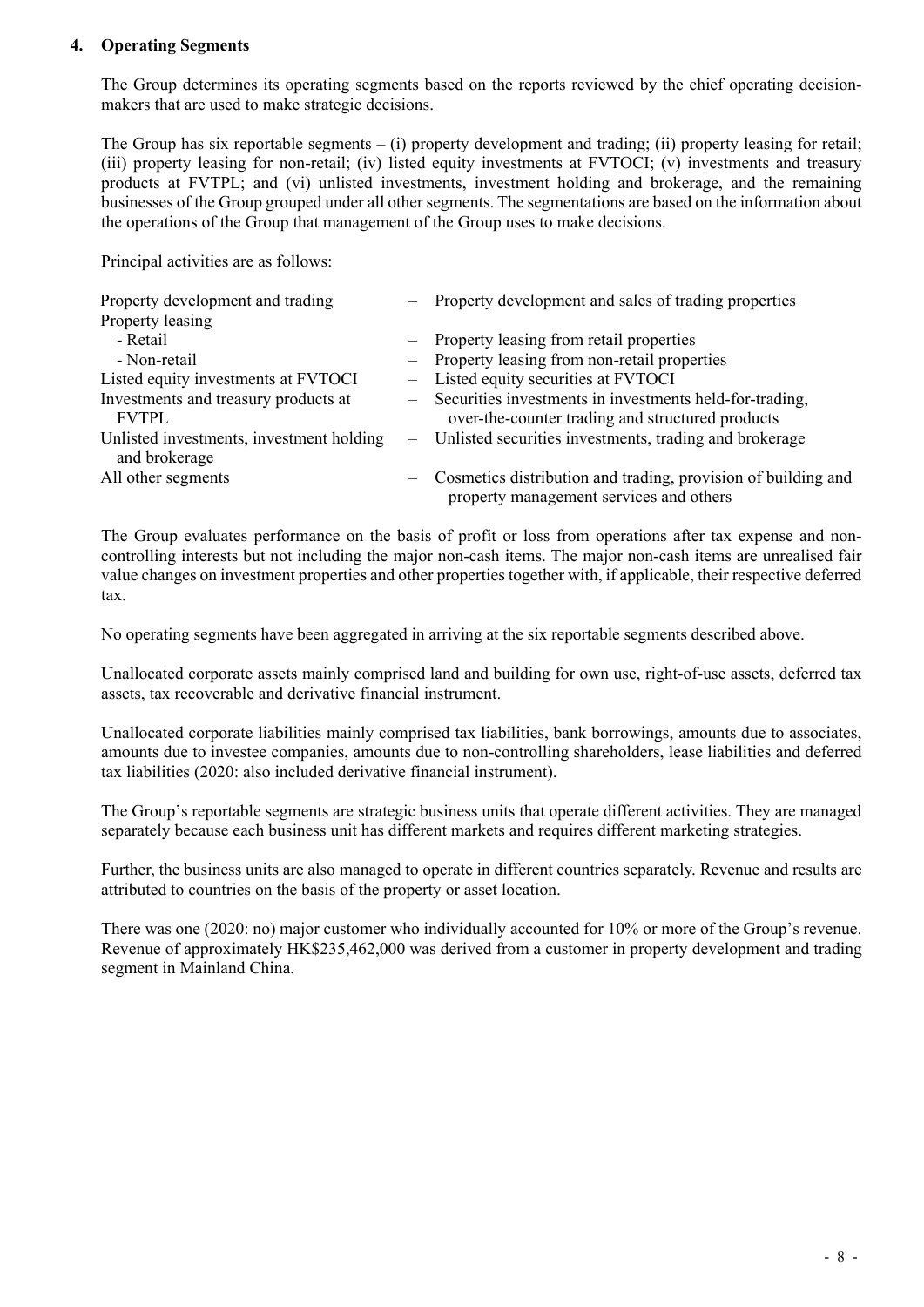## 4. Operating Segments

The Group determines its operating segments based on the reports reviewed by the chief operating decision-makers that are used to make strategic decisions.

The Group has six reportable segments – (i) property development and trading; (ii) property leasing for retail; (iii) property leasing for non-retail; (iv) listed equity investments at FVTOCI; (v) investments and treasury products at FVTPL; and (vi) unlisted investments, investment holding and brokerage, and the remaining businesses of the Group grouped under all other segments. The segmentations are based on the information about the operations of the Group that management of the Group uses to make decisions.

Principal activities are as follows:

| | | |
|---|---|---|
| Property development and trading | – | Property development and sales of trading properties |
| Property leasing | | |
| - Retail | – | Property leasing from retail properties |
| - Non-retail | – | Property leasing from non-retail properties |
| Listed equity investments at FVTOCI | – | Listed equity securities at FVTOCI |
| Investments and treasury products at FVTPL | – | Securities investments in investments held-for-trading, over-the-counter trading and structured products |
| Unlisted investments, investment holding and brokerage | – | Unlisted securities investments, trading and brokerage |
| All other segments | – | Cosmetics distribution and trading, provision of building and property management services and others |

The Group evaluates performance on the basis of profit or loss from operations after tax expense and non-controlling interests but not including the major non-cash items. The major non-cash items are unrealised fair value changes on investment properties and other properties together with, if applicable, their respective deferred tax.

No operating segments have been aggregated in arriving at the six reportable segments described above.

Unallocated corporate assets mainly comprised land and building for own use, right-of-use assets, deferred tax assets, tax recoverable and derivative financial instrument.

Unallocated corporate liabilities mainly comprised tax liabilities, bank borrowings, amounts due to associates, amounts due to investee companies, amounts due to non-controlling shareholders, lease liabilities and deferred tax liabilities (2020: also included derivative financial instrument).

The Group's reportable segments are strategic business units that operate different activities. They are managed separately because each business unit has different markets and requires different marketing strategies.

Further, the business units are also managed to operate in different countries separately. Revenue and results are attributed to countries on the basis of the property or asset location.

There was one (2020: no) major customer who individually accounted for 10% or more of the Group's revenue. Revenue of approximately HK$235,462,000 was derived from a customer in property development and trading segment in Mainland China.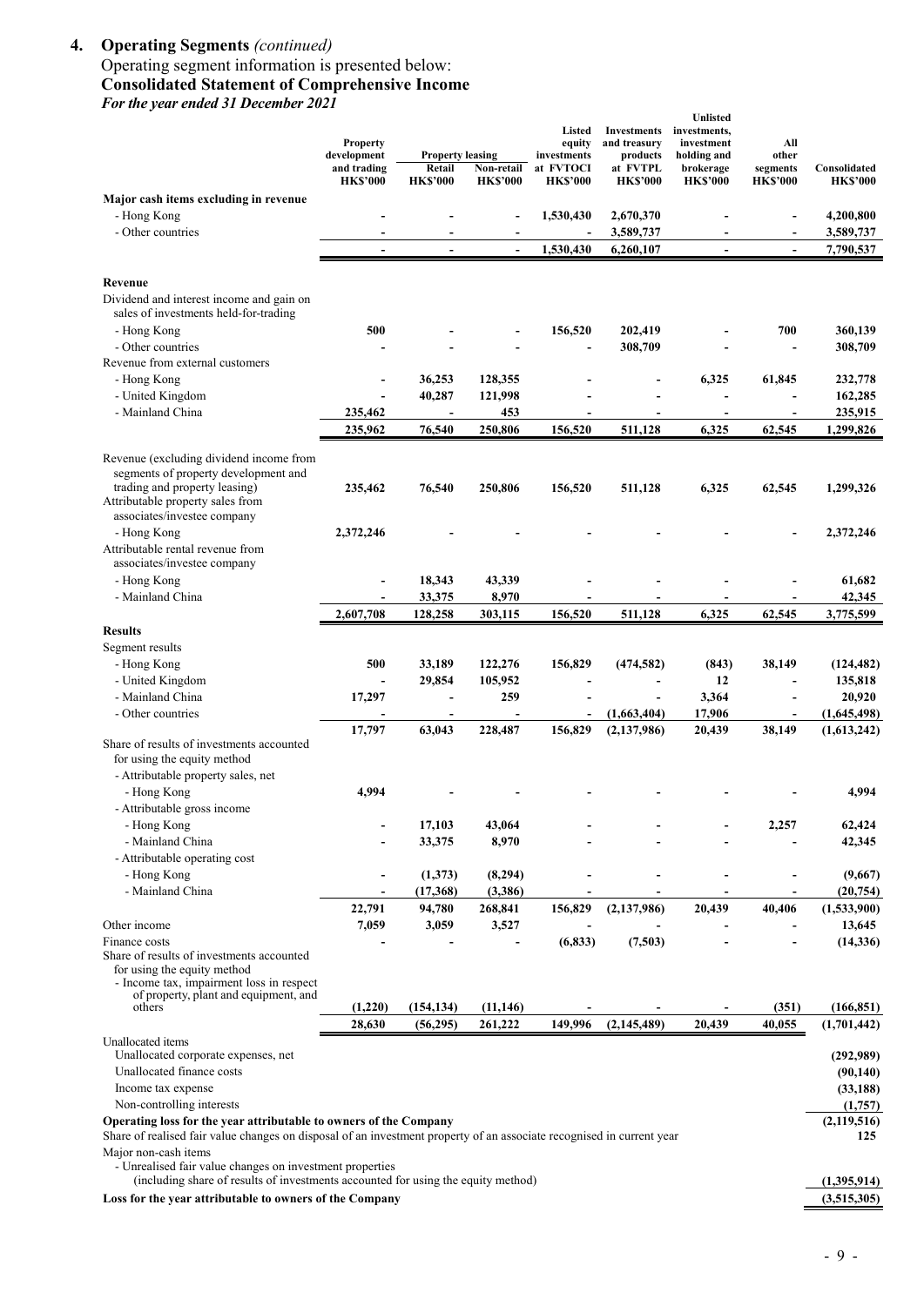## 4. Operating Segments *(continued)*

Operating segment information is presented below:

**Consolidated Statement of Comprehensive Income**

*For the year ended 31 December 2021*

| | Property development and trading HK$'000 | Property leasing Retail HK$'000 | Property leasing Non-retail HK$'000 | Listed equity investments at FVTOCI HK$'000 | Investments and treasury products at FVTPL HK$'000 | Unlisted investments, investment holding and brokerage HK$'000 | All other segments HK$'000 | Consolidated HK$'000 |
|---|---|---|---|---|---|---|---|---|
| **Major cash items excluding in revenue** | | | | | | | | |
| - Hong Kong | - | - | - | 1,530,430 | 2,670,370 | - | - | 4,200,800 |
| - Other countries | - | - | - | - | 3,589,737 | - | - | 3,589,737 |
| | - | - | - | 1,530,430 | 6,260,107 | - | - | 7,790,537 |
| **Revenue** | | | | | | | | |
| Dividend and interest income and gain on sales of investments held-for-trading | | | | | | | | |
| - Hong Kong | 500 | - | - | 156,520 | 202,419 | - | 700 | 360,139 |
| - Other countries | - | - | - | - | 308,709 | - | - | 308,709 |
| Revenue from external customers | | | | | | | | |
| - Hong Kong | - | 36,253 | 128,355 | - | - | 6,325 | 61,845 | 232,778 |
| - United Kingdom | - | 40,287 | 121,998 | - | - | - | - | 162,285 |
| - Mainland China | 235,462 | - | 453 | - | - | - | - | 235,915 |
| | 235,962 | 76,540 | 250,806 | 156,520 | 511,128 | 6,325 | 62,545 | 1,299,826 |
| Revenue (excluding dividend income from segments of property development and trading and property leasing) | 235,462 | 76,540 | 250,806 | 156,520 | 511,128 | 6,325 | 62,545 | 1,299,326 |
| Attributable property sales from associates/investee company | | | | | | | | |
| - Hong Kong | 2,372,246 | - | - | - | - | - | - | 2,372,246 |
| Attributable rental revenue from associates/investee company | | | | | | | | |
| - Hong Kong | - | 18,343 | 43,339 | - | - | - | - | 61,682 |
| - Mainland China | - | 33,375 | 8,970 | - | - | - | - | 42,345 |
| | 2,607,708 | 128,258 | 303,115 | 156,520 | 511,128 | 6,325 | 62,545 | 3,775,599 |
| **Results** | | | | | | | | |
| Segment results | | | | | | | | |
| - Hong Kong | 500 | 33,189 | 122,276 | 156,829 | (474,582) | (843) | 38,149 | (124,482) |
| - United Kingdom | - | 29,854 | 105,952 | - | - | 12 | - | 135,818 |
| - Mainland China | 17,297 | - | 259 | - | - | 3,364 | - | 20,920 |
| - Other countries | - | - | - | - | (1,663,404) | 17,906 | - | (1,645,498) |
| | 17,797 | 63,043 | 228,487 | 156,829 | (2,137,986) | 20,439 | 38,149 | (1,613,242) |
| Share of results of investments accounted for using the equity method | | | | | | | | |
| - Attributable property sales, net | | | | | | | | |
| - Hong Kong | 4,994 | - | - | - | - | - | - | 4,994 |
| - Attributable gross income | | | | | | | | |
| - Hong Kong | - | 17,103 | 43,064 | - | - | - | 2,257 | 62,424 |
| - Mainland China | - | 33,375 | 8,970 | - | - | - | - | 42,345 |
| - Attributable operating cost | | | | | | | | |
| - Hong Kong | - | (1,373) | (8,294) | - | - | - | - | (9,667) |
| - Mainland China | - | (17,368) | (3,386) | - | - | - | - | (20,754) |
| | 22,791 | 94,780 | 268,841 | 156,829 | (2,137,986) | 20,439 | 40,406 | (1,533,900) |
| Other income | 7,059 | 3,059 | 3,527 | - | - | - | - | 13,645 |
| Finance costs | - | - | - | (6,833) | (7,503) | - | - | (14,336) |
| Share of results of investments accounted for using the equity method - Income tax, impairment loss in respect of property, plant and equipment, and others | (1,220) | (154,134) | (11,146) | - | - | - | (351) | (166,851) |
| | 28,630 | (56,295) | 261,222 | 149,996 | (2,145,489) | 20,439 | 40,055 | (1,701,442) |
| Unallocated items | | | | | | | | |
| Unallocated corporate expenses, net | | | | | | | | (292,989) |
| Unallocated finance costs | | | | | | | | (90,140) |
| Income tax expense | | | | | | | | (33,188) |
| Non-controlling interests | | | | | | | | (1,757) |
| **Operating loss for the year attributable to owners of the Company** | | | | | | | | (2,119,516) |
| Share of realised fair value changes on disposal of an investment property of an associate recognised in current year | | | | | | | | 125 |
| Major non-cash items | | | | | | | | |
| - Unrealised fair value changes on investment properties (including share of results of investments accounted for using the equity method) | | | | | | | | (1,395,914) |
| **Loss for the year attributable to owners of the Company** | | | | | | | | (3,515,305) |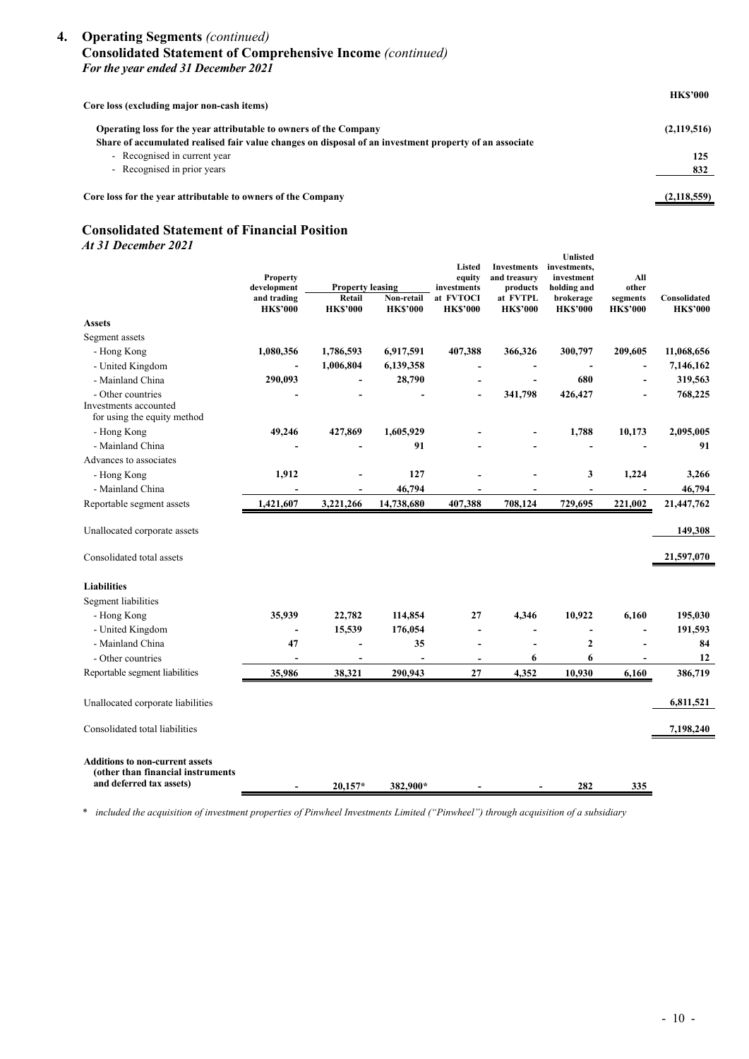## 4. Operating Segments *(continued)*

### Consolidated Statement of Comprehensive Income *(continued)*

*For the year ended 31 December 2021*

| Core loss (excluding major non-cash items) | HK$'000 |
|---|---|
| Operating loss for the year attributable to owners of the Company | (2,119,516) |
| Share of accumulated realised fair value changes on disposal of an investment property of an associate | |
| - Recognised in current year | 125 |
| - Recognised in prior years | 832 |
| Core loss for the year attributable to owners of the Company | (2,118,559) |

### Consolidated Statement of Financial Position

*At 31 December 2021*

| | Property development and trading | Property leasing | | Listed equity investments at FVTOCI | Investments and treasury products at FVTPL | Unlisted investments, investment holding and brokerage | All other segments | Consolidated |
|---|---|---|---|---|---|---|---|---|
| | | Retail | Non-retail | | | | | |
| | HK$'000 | HK$'000 | HK$'000 | HK$'000 | HK$'000 | HK$'000 | HK$'000 | HK$'000 |
| **Assets** | | | | | | | | |
| Segment assets | | | | | | | | |
| - Hong Kong | 1,080,356 | 1,786,593 | 6,917,591 | 407,388 | 366,326 | 300,797 | 209,605 | 11,068,656 |
| - United Kingdom | - | 1,006,804 | 6,139,358 | - | - | - | - | 7,146,162 |
| - Mainland China | 290,093 | - | 28,790 | - | - | 680 | - | 319,563 |
| - Other countries | - | - | - | - | 341,798 | 426,427 | - | 768,225 |
| Investments accounted for using the equity method | | | | | | | | |
| - Hong Kong | 49,246 | 427,869 | 1,605,929 | - | - | 1,788 | 10,173 | 2,095,005 |
| - Mainland China | - | - | 91 | - | - | - | - | 91 |
| Advances to associates | | | | | | | | |
| - Hong Kong | 1,912 | - | 127 | - | - | 3 | 1,224 | 3,266 |
| - Mainland China | - | - | 46,794 | - | - | - | - | 46,794 |
| Reportable segment assets | 1,421,607 | 3,221,266 | 14,738,680 | 407,388 | 708,124 | 729,695 | 221,002 | 21,447,762 |
| Unallocated corporate assets | | | | | | | | 149,308 |
| Consolidated total assets | | | | | | | | 21,597,070 |
| **Liabilities** | | | | | | | | |
| Segment liabilities | | | | | | | | |
| - Hong Kong | 35,939 | 22,782 | 114,854 | 27 | 4,346 | 10,922 | 6,160 | 195,030 |
| - United Kingdom | - | 15,539 | 176,054 | - | - | - | - | 191,593 |
| - Mainland China | 47 | - | 35 | - | - | 2 | - | 84 |
| - Other countries | - | - | - | - | 6 | 6 | - | 12 |
| Reportable segment liabilities | 35,986 | 38,321 | 290,943 | 27 | 4,352 | 10,930 | 6,160 | 386,719 |
| Unallocated corporate liabilities | | | | | | | | 6,811,521 |
| Consolidated total liabilities | | | | | | | | 7,198,240 |
| **Additions to non-current assets (other than financial instruments and deferred tax assets)** | - | 20,157* | 382,900* | - | - | 282 | 335 | |

\* *included the acquisition of investment properties of Pinwheel Investments Limited ("Pinwheel") through acquisition of a subsidiary*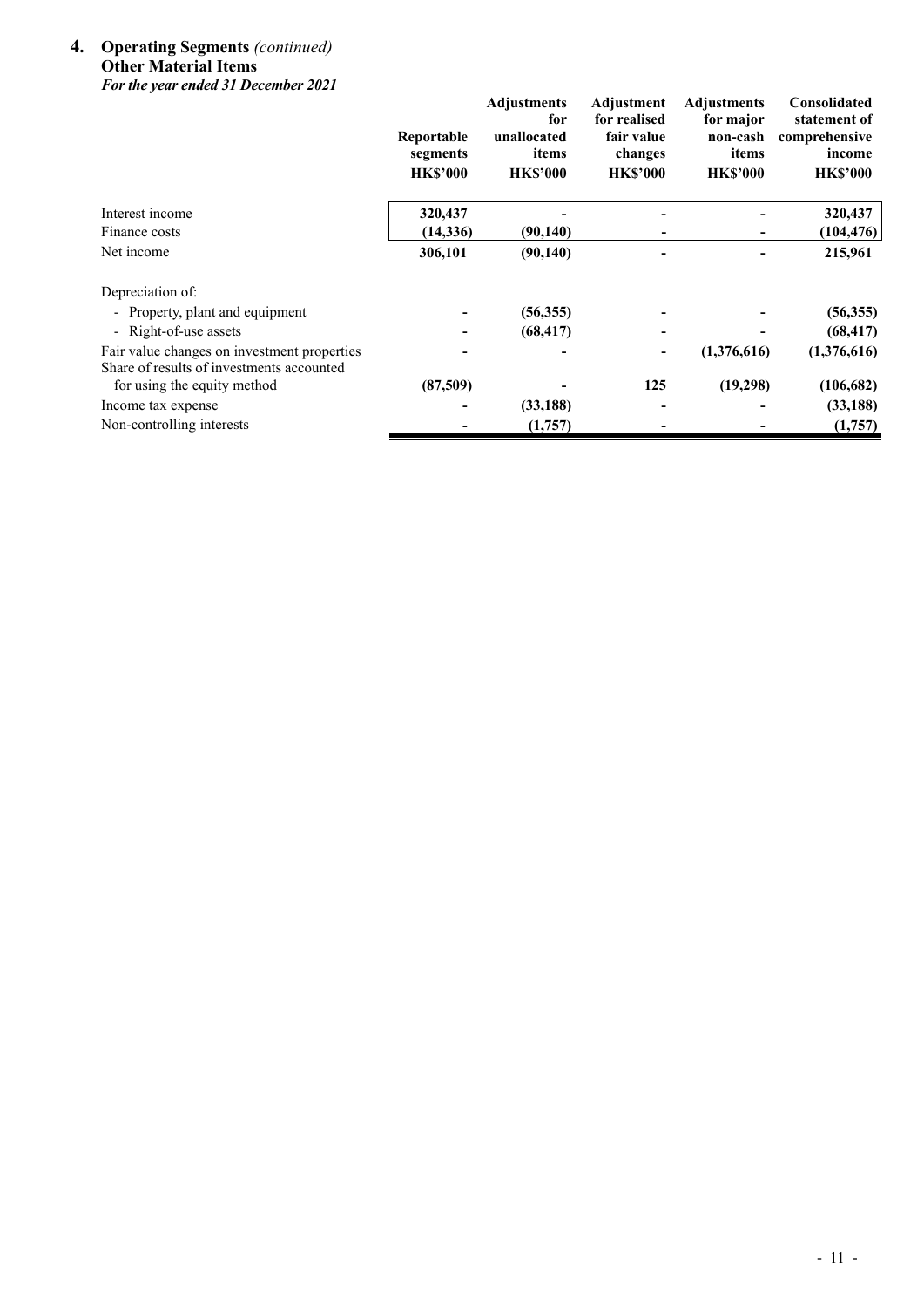## 4. Operating Segments *(continued)*

### Other Material Items

***For the year ended 31 December 2021***

| | Reportable segments HK$'000 | Adjustments for unallocated items HK$'000 | Adjustment for realised fair value changes HK$'000 | Adjustments for major non-cash items HK$'000 | Consolidated statement of comprehensive income HK$'000 |
|---|---|---|---|---|---|
| Interest income | **320,437** | **-** | **-** | **-** | **320,437** |
| Finance costs | **(14,336)** | **(90,140)** | **-** | **-** | **(104,476)** |
| Net income | **306,101** | **(90,140)** | **-** | **-** | **215,961** |
| Depreciation of: | | | | | |
| - Property, plant and equipment | **-** | **(56,355)** | **-** | **-** | **(56,355)** |
| - Right-of-use assets | **-** | **(68,417)** | **-** | **-** | **(68,417)** |
| Fair value changes on investment properties | **-** | **-** | **-** | **(1,376,616)** | **(1,376,616)** |
| Share of results of investments accounted for using the equity method | **(87,509)** | **-** | **125** | **(19,298)** | **(106,682)** |
| Income tax expense | **-** | **(33,188)** | **-** | **-** | **(33,188)** |
| Non-controlling interests | **-** | **(1,757)** | **-** | **-** | **(1,757)** |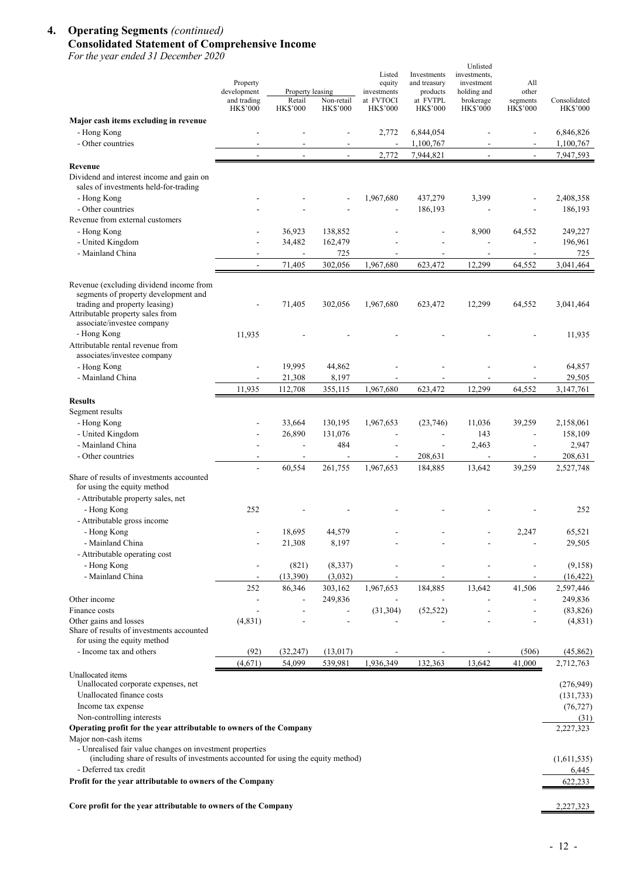## 4. Operating Segments *(continued)*

### Consolidated Statement of Comprehensive Income

*For the year ended 31 December 2020*

| | Property development and trading HK$'000 | Property leasing Retail HK$'000 | Property leasing Non-retail HK$'000 | Listed equity investments at FVTOCI HK$'000 | Investments and treasury products at FVTPL HK$'000 | Unlisted investments, investment holding and brokerage HK$'000 | All other segments HK$'000 | Consolidated HK$'000 |
|---|---|---|---|---|---|---|---|---|
| **Major cash items excluding in revenue** | | | | | | | | |
| - Hong Kong | - | - | - | 2,772 | 6,844,054 | - | - | 6,846,826 |
| - Other countries | - | - | - | - | 1,100,767 | - | - | 1,100,767 |
| | - | - | - | 2,772 | 7,944,821 | - | - | 7,947,593 |
| **Revenue** | | | | | | | | |
| Dividend and interest income and gain on sales of investments held-for-trading | | | | | | | | |
| - Hong Kong | - | - | - | 1,967,680 | 437,279 | 3,399 | - | 2,408,358 |
| - Other countries | - | - | - | - | 186,193 | - | - | 186,193 |
| Revenue from external customers | | | | | | | | |
| - Hong Kong | - | 36,923 | 138,852 | - | - | 8,900 | 64,552 | 249,227 |
| - United Kingdom | - | 34,482 | 162,479 | - | - | - | - | 196,961 |
| - Mainland China | - | - | 725 | - | - | - | - | 725 |
| | - | 71,405 | 302,056 | 1,967,680 | 623,472 | 12,299 | 64,552 | 3,041,464 |
| Revenue (excluding dividend income from segments of property development and trading and property leasing) | - | 71,405 | 302,056 | 1,967,680 | 623,472 | 12,299 | 64,552 | 3,041,464 |
| Attributable property sales from associate/investee company | | | | | | | | |
| - Hong Kong | 11,935 | - | - | - | - | - | - | 11,935 |
| Attributable rental revenue from associates/investee company | | | | | | | | |
| - Hong Kong | - | 19,995 | 44,862 | - | - | - | - | 64,857 |
| - Mainland China | - | 21,308 | 8,197 | - | - | - | - | 29,505 |
| | 11,935 | 112,708 | 355,115 | 1,967,680 | 623,472 | 12,299 | 64,552 | 3,147,761 |
| **Results** | | | | | | | | |
| Segment results | | | | | | | | |
| - Hong Kong | - | 33,664 | 130,195 | 1,967,653 | (23,746) | 11,036 | 39,259 | 2,158,061 |
| - United Kingdom | - | 26,890 | 131,076 | - | - | 143 | - | 158,109 |
| - Mainland China | - | - | 484 | - | - | 2,463 | - | 2,947 |
| - Other countries | - | - | - | - | 208,631 | - | - | 208,631 |
| | - | 60,554 | 261,755 | 1,967,653 | 184,885 | 13,642 | 39,259 | 2,527,748 |
| Share of results of investments accounted for using the equity method | | | | | | | | |
| - Attributable property sales, net | | | | | | | | |
| - Hong Kong | 252 | - | - | - | - | - | - | 252 |
| - Attributable gross income | | | | | | | | |
| - Hong Kong | - | 18,695 | 44,579 | - | - | - | 2,247 | 65,521 |
| - Mainland China | - | 21,308 | 8,197 | - | - | - | - | 29,505 |
| - Attributable operating cost | | | | | | | | |
| - Hong Kong | - | (821) | (8,337) | - | - | - | - | (9,158) |
| - Mainland China | - | (13,390) | (3,032) | - | - | - | - | (16,422) |
| | 252 | 86,346 | 303,162 | 1,967,653 | 184,885 | 13,642 | 41,506 | 2,597,446 |
| Other income | - | - | 249,836 | - | - | - | - | 249,836 |
| Finance costs | - | - | - | (31,304) | (52,522) | - | - | (83,826) |
| Other gains and losses | (4,831) | - | - | - | - | - | - | (4,831) |
| Share of results of investments accounted for using the equity method | | | | | | | | |
| - Income tax and others | (92) | (32,247) | (13,017) | - | - | - | (506) | (45,862) |
| | (4,671) | 54,099 | 539,981 | 1,936,349 | 132,363 | 13,642 | 41,000 | 2,712,763 |
| Unallocated items | | | | | | | | |
| Unallocated corporate expenses, net | | | | | | | | (276,949) |
| Unallocated finance costs | | | | | | | | (131,733) |
| Income tax expense | | | | | | | | (76,727) |
| Non-controlling interests | | | | | | | | (31) |
| **Operating profit for the year attributable to owners of the Company** | | | | | | | | 2,227,323 |
| Major non-cash items | | | | | | | | |
| - Unrealised fair value changes on investment properties (including share of results of investments accounted for using the equity method) | | | | | | | | (1,611,535) |
| - Deferred tax credit | | | | | | | | 6,445 |
| **Profit for the year attributable to owners of the Company** | | | | | | | | 622,233 |
| | | | | | | | | |
| **Core profit for the year attributable to owners of the Company** | | | | | | | | 2,227,323 |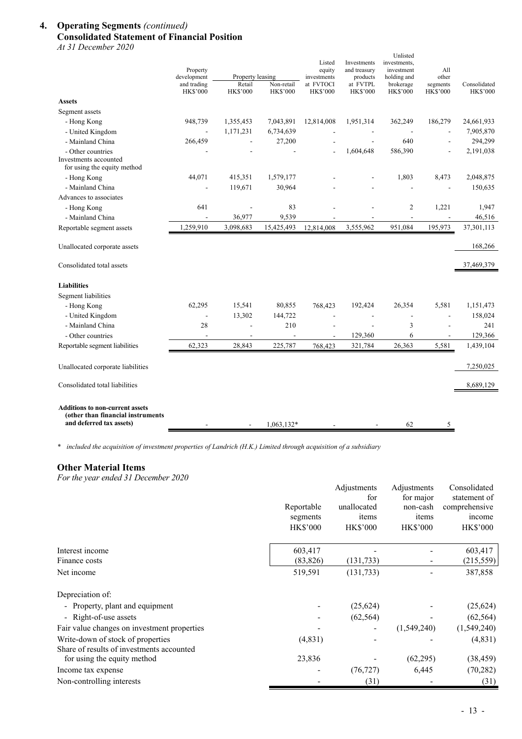## 4. Operating Segments *(continued)*

### Consolidated Statement of Financial Position

*At 31 December 2020*

| | Property development and trading HK$'000 | Property leasing Retail HK$'000 | Property leasing Non-retail HK$'000 | Listed equity investments at FVOCI HK$'000 | Investments and treasury products at FVTPL HK$'000 | Unlisted investments, investment holding and brokerage HK$'000 | All other segments HK$'000 | Consolidated HK$'000 |
|---|---|---|---|---|---|---|---|---|
| **Assets** | | | | | | | | |
| Segment assets | | | | | | | | |
| - Hong Kong | 948,739 | 1,355,453 | 7,043,891 | 12,814,008 | 1,951,314 | 362,249 | 186,279 | 24,661,933 |
| - United Kingdom | - | 1,171,231 | 6,734,639 | - | - | - | - | 7,905,870 |
| - Mainland China | 266,459 | - | 27,200 | - | - | 640 | - | 294,299 |
| - Other countries | - | - | - | - | 1,604,648 | 586,390 | - | 2,191,038 |
| Investments accounted for using the equity method | | | | | | | | |
| - Hong Kong | 44,071 | 415,351 | 1,579,177 | - | - | 1,803 | 8,473 | 2,048,875 |
| - Mainland China | - | 119,671 | 30,964 | - | - | - | - | 150,635 |
| Advances to associates | | | | | | | | |
| - Hong Kong | 641 | - | 83 | - | - | 2 | 1,221 | 1,947 |
| - Mainland China | - | 36,977 | 9,539 | - | - | - | - | 46,516 |
| Reportable segment assets | 1,259,910 | 3,098,683 | 15,425,493 | 12,814,008 | 3,555,962 | 951,084 | 195,973 | 37,301,113 |
| Unallocated corporate assets | | | | | | | | 168,266 |
| Consolidated total assets | | | | | | | | 37,469,379 |
| **Liabilities** | | | | | | | | |
| Segment liabilities | | | | | | | | |
| - Hong Kong | 62,295 | 15,541 | 80,855 | 768,423 | 192,424 | 26,354 | 5,581 | 1,151,473 |
| - United Kingdom | - | 13,302 | 144,722 | - | - | - | - | 158,024 |
| - Mainland China | 28 | - | 210 | - | - | 3 | - | 241 |
| - Other countries | - | - | - | - | 129,360 | 6 | - | 129,366 |
| Reportable segment liabilities | 62,323 | 28,843 | 225,787 | 768,423 | 321,784 | 26,363 | 5,581 | 1,439,104 |
| Unallocated corporate liabilities | | | | | | | | 7,250,025 |
| Consolidated total liabilities | | | | | | | | 8,689,129 |
| **Additions to non-current assets (other than financial instruments and deferred tax assets)** | - | - | 1,063,132* | - | - | 62 | 5 | |

\* *included the acquisition of investment properties of Landrich (H.K.) Limited through acquisition of a subsidiary*

### Other Material Items

*For the year ended 31 December 2020*

| | Reportable segments HK$'000 | Adjustments for unallocated items HK$'000 | Adjustments for major non-cash items HK$'000 | Consolidated statement of comprehensive income HK$'000 |
|---|---|---|---|---|
| Interest income | 603,417 | - | - | 603,417 |
| Finance costs | (83,826) | (131,733) | - | (215,559) |
| Net income | 519,591 | (131,733) | - | 387,858 |
| Depreciation of: | | | | |
| - Property, plant and equipment | - | (25,624) | - | (25,624) |
| - Right-of-use assets | - | (62,564) | - | (62,564) |
| Fair value changes on investment properties | - | - | (1,549,240) | (1,549,240) |
| Write-down of stock of properties | (4,831) | - | - | (4,831) |
| Share of results of investments accounted for using the equity method | 23,836 | - | (62,295) | (38,459) |
| Income tax expense | - | (76,727) | 6,445 | (70,282) |
| Non-controlling interests | - | (31) | - | (31) |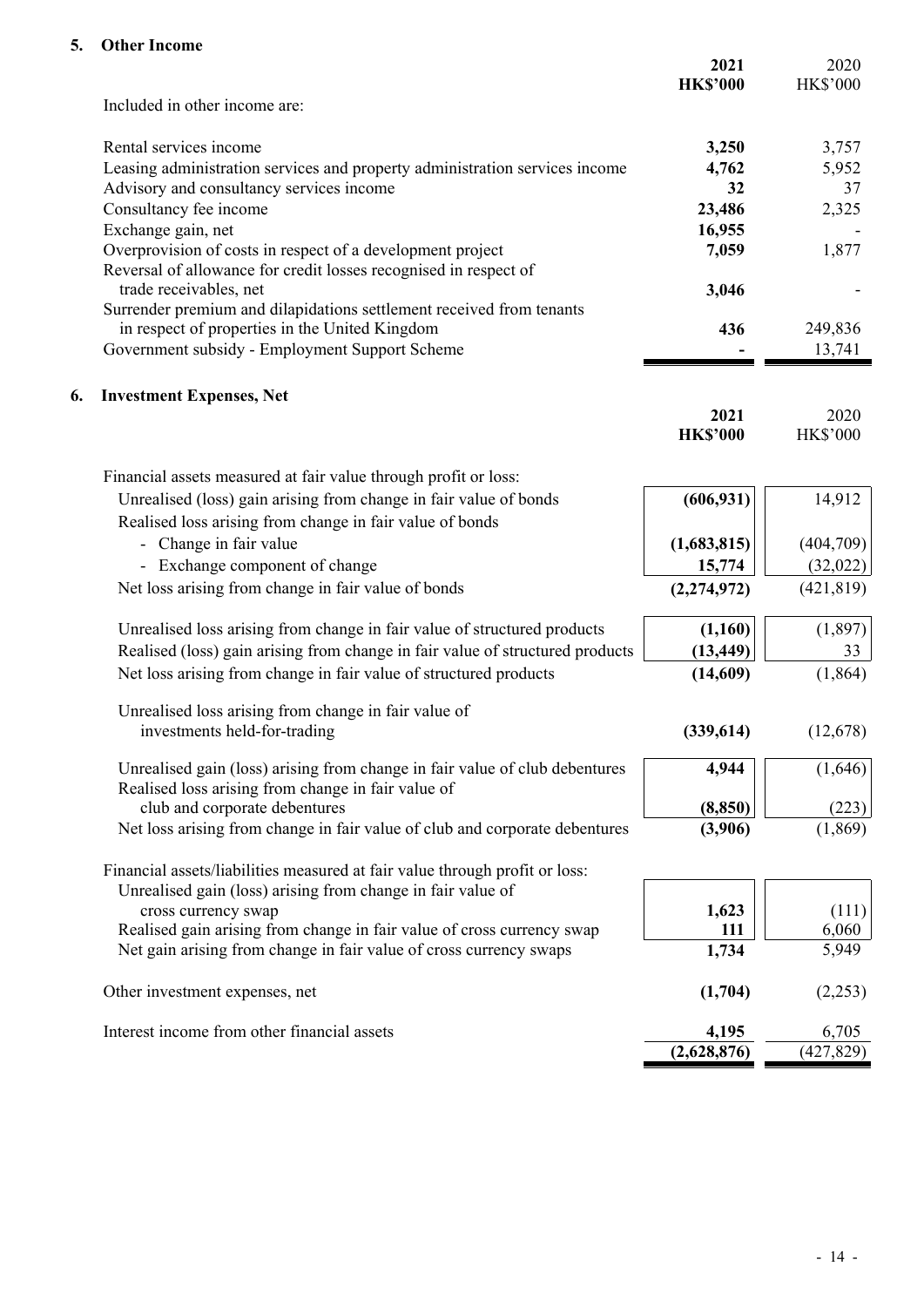## 5. Other Income

| | 2021 | 2020 |
|---|---|---|
| | **HK$'000** | HK$'000 |
| Included in other income are: | | |
| Rental services income | **3,250** | 3,757 |
| Leasing administration services and property administration services income | **4,762** | 5,952 |
| Advisory and consultancy services income | **32** | 37 |
| Consultancy fee income | **23,486** | 2,325 |
| Exchange gain, net | **16,955** | - |
| Overprovision of costs in respect of a development project | **7,059** | 1,877 |
| Reversal of allowance for credit losses recognised in respect of trade receivables, net | **3,046** | - |
| Surrender premium and dilapidations settlement received from tenants in respect of properties in the United Kingdom | **436** | 249,836 |
| Government subsidy - Employment Support Scheme | **-** | 13,741 |

## 6. Investment Expenses, Net

| | 2021 | 2020 |
|---|---|---|
| | **HK$'000** | HK$'000 |
| Financial assets measured at fair value through profit or loss: | | |
| Unrealised (loss) gain arising from change in fair value of bonds | **(606,931)** | 14,912 |
| Realised loss arising from change in fair value of bonds | | |
| - Change in fair value | **(1,683,815)** | (404,709) |
| - Exchange component of change | **15,774** | (32,022) |
| Net loss arising from change in fair value of bonds | **(2,274,972)** | (421,819) |
| Unrealised loss arising from change in fair value of structured products | **(1,160)** | (1,897) |
| Realised (loss) gain arising from change in fair value of structured products | **(13,449)** | 33 |
| Net loss arising from change in fair value of structured products | **(14,609)** | (1,864) |
| Unrealised loss arising from change in fair value of investments held-for-trading | **(339,614)** | (12,678) |
| Unrealised gain (loss) arising from change in fair value of club debentures | **4,944** | (1,646) |
| Realised loss arising from change in fair value of club and corporate debentures | **(8,850)** | (223) |
| Net loss arising from change in fair value of club and corporate debentures | **(3,906)** | (1,869) |
| Financial assets/liabilities measured at fair value through profit or loss: | | |
| Unrealised gain (loss) arising from change in fair value of cross currency swap | **1,623** | (111) |
| Realised gain arising from change in fair value of cross currency swap | **111** | 6,060 |
| Net gain arising from change in fair value of cross currency swaps | **1,734** | 5,949 |
| Other investment expenses, net | **(1,704)** | (2,253) |
| Interest income from other financial assets | **4,195** | 6,705 |
| | **(2,628,876)** | (427,829) |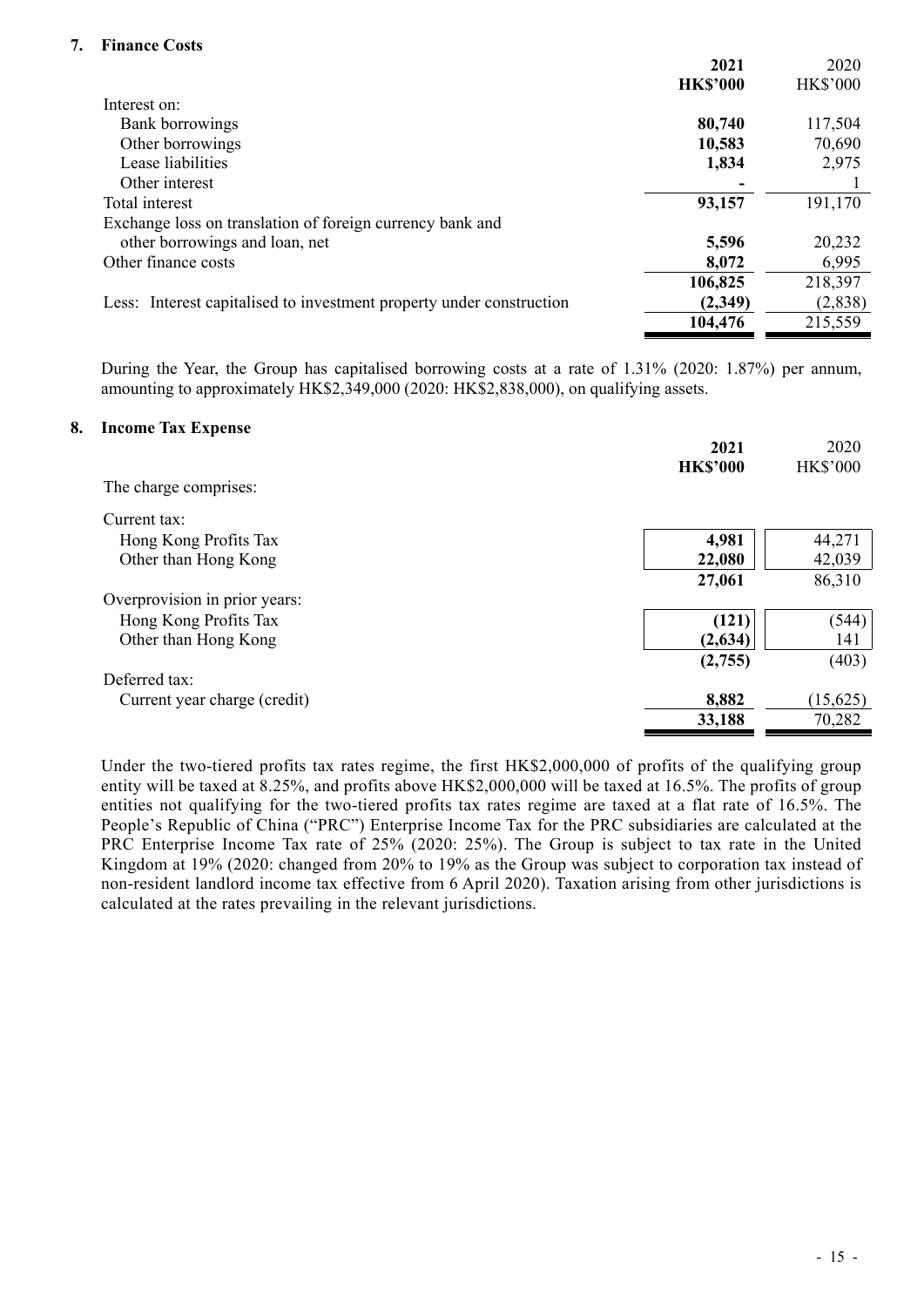## 7. Finance Costs

| | **2021** | 2020 |
|---|---|---|
| | **HK$'000** | HK$'000 |
| Interest on: | | |
| Bank borrowings | **80,740** | 117,504 |
| Other borrowings | **10,583** | 70,690 |
| Lease liabilities | **1,834** | 2,975 |
| Other interest | **-** | 1 |
| Total interest | **93,157** | 191,170 |
| Exchange loss on translation of foreign currency bank and other borrowings and loan, net | **5,596** | 20,232 |
| Other finance costs | **8,072** | 6,995 |
| | **106,825** | 218,397 |
| Less: Interest capitalised to investment property under construction | **(2,349)** | (2,838) |
| | **104,476** | 215,559 |

During the Year, the Group has capitalised borrowing costs at a rate of 1.31% (2020: 1.87%) per annum, amounting to approximately HK$2,349,000 (2020: HK$2,838,000), on qualifying assets.

## 8. Income Tax Expense

| | **2021** | 2020 |
|---|---|---|
| | **HK$'000** | HK$'000 |
| The charge comprises: | | |
| Current tax: | | |
| Hong Kong Profits Tax | **4,981** | 44,271 |
| Other than Hong Kong | **22,080** | 42,039 |
| | **27,061** | 86,310 |
| Overprovision in prior years: | | |
| Hong Kong Profits Tax | **(121)** | (544) |
| Other than Hong Kong | **(2,634)** | 141 |
| | **(2,755)** | (403) |
| Deferred tax: | | |
| Current year charge (credit) | **8,882** | (15,625) |
| | **33,188** | 70,282 |

Under the two-tiered profits tax rates regime, the first HK$2,000,000 of profits of the qualifying group entity will be taxed at 8.25%, and profits above HK$2,000,000 will be taxed at 16.5%. The profits of group entities not qualifying for the two-tiered profits tax rates regime are taxed at a flat rate of 16.5%. The People's Republic of China ("PRC") Enterprise Income Tax for the PRC subsidiaries are calculated at the PRC Enterprise Income Tax rate of 25% (2020: 25%). The Group is subject to tax rate in the United Kingdom at 19% (2020: changed from 20% to 19% as the Group was subject to corporation tax instead of non-resident landlord income tax effective from 6 April 2020). Taxation arising from other jurisdictions is calculated at the rates prevailing in the relevant jurisdictions.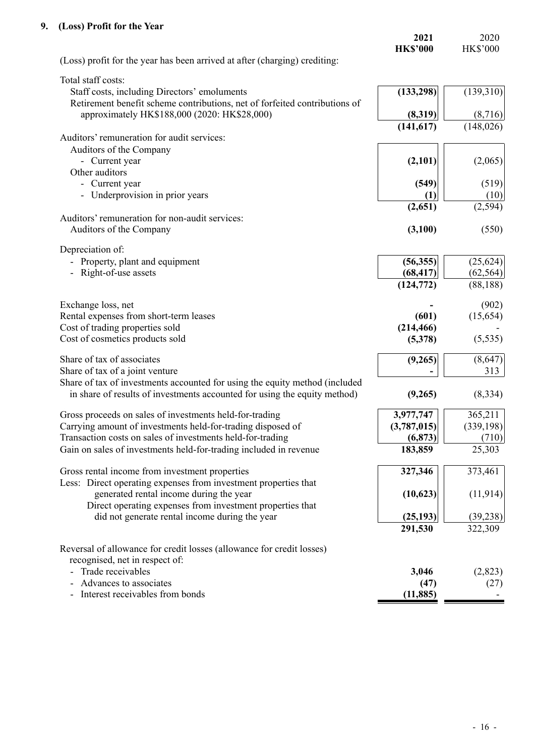## 9. (Loss) Profit for the Year

| | 2021<br>HK$'000 | 2020<br>HK$'000 |
|---|---|---|
| (Loss) profit for the year has been arrived at after (charging) crediting: | | |
| Total staff costs: | | |
| Staff costs, including Directors' emoluments | **(133,298)** | (139,310) |
| Retirement benefit scheme contributions, net of forfeited contributions of approximately HK$188,000 (2020: HK$28,000) | **(8,319)** | (8,716) |
| | **(141,617)** | (148,026) |
| Auditors' remuneration for audit services: | | |
| Auditors of the Company | | |
| - Current year | **(2,101)** | (2,065) |
| Other auditors | | |
| - Current year | **(549)** | (519) |
| - Underprovision in prior years | **(1)** | (10) |
| | **(2,651)** | (2,594) |
| Auditors' remuneration for non-audit services: | | |
| Auditors of the Company | **(3,100)** | (550) |
| Depreciation of: | | |
| - Property, plant and equipment | **(56,355)** | (25,624) |
| - Right-of-use assets | **(68,417)** | (62,564) |
| | **(124,772)** | (88,188) |
| Exchange loss, net | **-** | (902) |
| Rental expenses from short-term leases | **(601)** | (15,654) |
| Cost of trading properties sold | **(214,466)** | - |
| Cost of cosmetics products sold | **(5,378)** | (5,535) |
| Share of tax of associates | **(9,265)** | (8,647) |
| Share of tax of a joint venture | **-** | 313 |
| Share of tax of investments accounted for using the equity method (included in share of results of investments accounted for using the equity method) | **(9,265)** | (8,334) |
| Gross proceeds on sales of investments held-for-trading | **3,977,747** | 365,211 |
| Carrying amount of investments held-for-trading disposed of | **(3,787,015)** | (339,198) |
| Transaction costs on sales of investments held-for-trading | **(6,873)** | (710) |
| Gain on sales of investments held-for-trading included in revenue | **183,859** | 25,303 |
| Gross rental income from investment properties | **327,346** | 373,461 |
| Less: Direct operating expenses from investment properties that generated rental income during the year | **(10,623)** | (11,914) |
| Direct operating expenses from investment properties that did not generate rental income during the year | **(25,193)** | (39,238) |
| | **291,530** | 322,309 |
| Reversal of allowance for credit losses (allowance for credit losses) recognised, net in respect of: | | |
| - Trade receivables | **3,046** | (2,823) |
| - Advances to associates | **(47)** | (27) |
| - Interest receivables from bonds | **(11,885)** | - |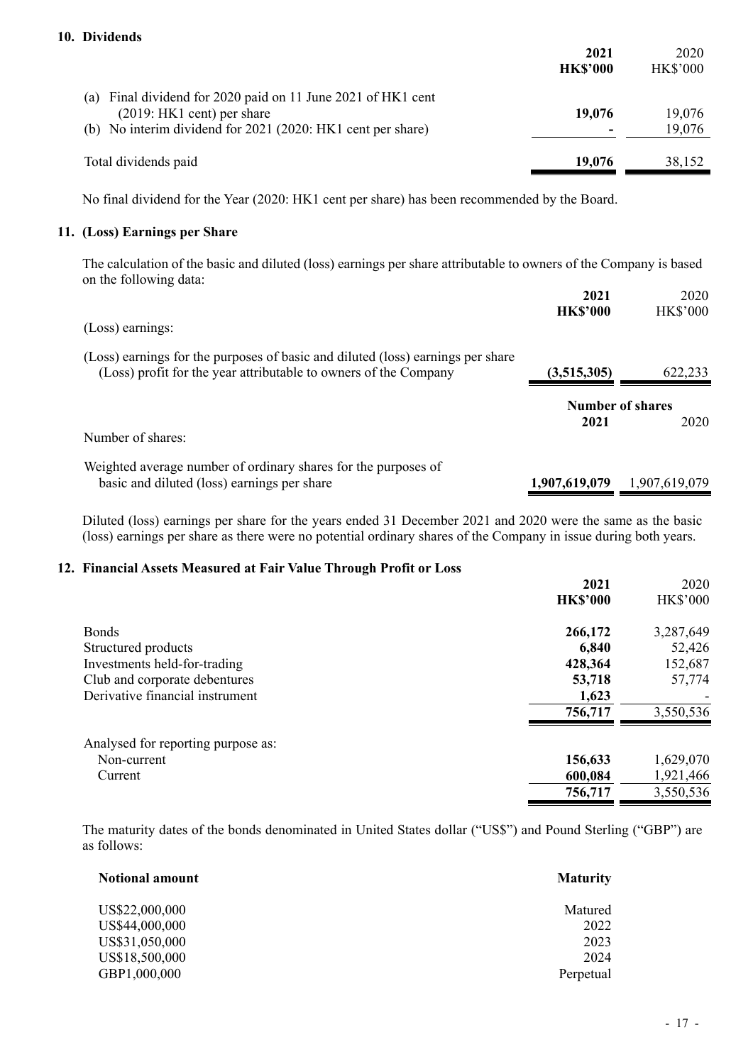## 10. Dividends

| | 2021 HK$'000 | 2020 HK$'000 |
|---|---|---|
| (a) Final dividend for 2020 paid on 11 June 2021 of HK1 cent (2019: HK1 cent) per share | **19,076** | 19,076 |
| (b) No interim dividend for 2021 (2020: HK1 cent per share) | **-** | 19,076 |
| Total dividends paid | **19,076** | 38,152 |

No final dividend for the Year (2020: HK1 cent per share) has been recommended by the Board.

## 11. (Loss) Earnings per Share

The calculation of the basic and diluted (loss) earnings per share attributable to owners of the Company is based on the following data:

| | 2021 HK$'000 | 2020 HK$'000 |
|---|---|---|
| (Loss) earnings: | | |
| (Loss) earnings for the purposes of basic and diluted (loss) earnings per share (Loss) profit for the year attributable to owners of the Company | **(3,515,305)** | 622,233 |

| | Number of shares 2021 | 2020 |
|---|---|---|
| Number of shares: | | |
| Weighted average number of ordinary shares for the purposes of basic and diluted (loss) earnings per share | **1,907,619,079** | 1,907,619,079 |

Diluted (loss) earnings per share for the years ended 31 December 2021 and 2020 were the same as the basic (loss) earnings per share as there were no potential ordinary shares of the Company in issue during both years.

## 12. Financial Assets Measured at Fair Value Through Profit or Loss

| | 2021 HK$'000 | 2020 HK$'000 |
|---|---|---|
| Bonds | **266,172** | 3,287,649 |
| Structured products | **6,840** | 52,426 |
| Investments held-for-trading | **428,364** | 152,687 |
| Club and corporate debentures | **53,718** | 57,774 |
| Derivative financial instrument | **1,623** | - |
| | **756,717** | 3,550,536 |
| Analysed for reporting purpose as: | | |
| Non-current | **156,633** | 1,629,070 |
| Current | **600,084** | 1,921,466 |
| | **756,717** | 3,550,536 |

The maturity dates of the bonds denominated in United States dollar ("US$") and Pound Sterling ("GBP") are as follows:

| Notional amount | Maturity |
|---|---|
| US$22,000,000 | Matured |
| US$44,000,000 | 2022 |
| US$31,050,000 | 2023 |
| US$18,500,000 | 2024 |
| GBP1,000,000 | Perpetual |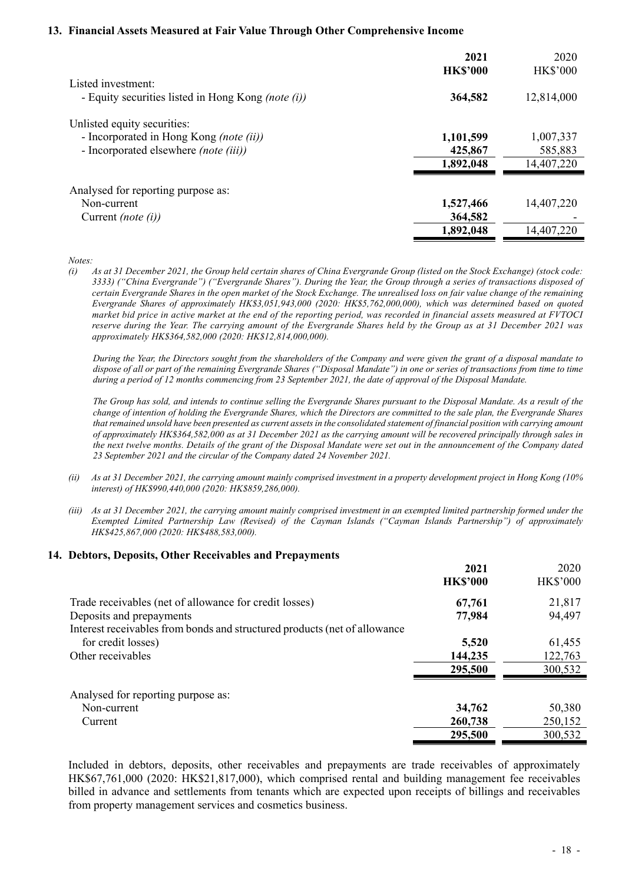## 13. Financial Assets Measured at Fair Value Through Other Comprehensive Income

| | **2021** | 2020 |
|---|---|---|
| | **HK$'000** | HK$'000 |
| Listed investment: | | |
| - Equity securities listed in Hong Kong *(note (i))* | **364,582** | 12,814,000 |
| Unlisted equity securities: | | |
| - Incorporated in Hong Kong *(note (ii))* | **1,101,599** | 1,007,337 |
| - Incorporated elsewhere *(note (iii))* | **425,867** | 585,883 |
| | **1,892,048** | 14,407,220 |
| Analysed for reporting purpose as: | | |
| Non-current | **1,527,466** | 14,407,220 |
| Current *(note (i))* | **364,582** | - |
| | **1,892,048** | 14,407,220 |

*Notes:*

*(i) As at 31 December 2021, the Group held certain shares of China Evergrande Group (listed on the Stock Exchange) (stock code: 3333) ("China Evergrande") ("Evergrande Shares"). During the Year, the Group through a series of transactions disposed of certain Evergrande Shares in the open market of the Stock Exchange. The unrealised loss on fair value change of the remaining Evergrande Shares of approximately HK$3,051,943,000 (2020: HK$5,762,000,000), which was determined based on quoted market bid price in active market at the end of the reporting period, was recorded in financial assets measured at FVTOCI reserve during the Year. The carrying amount of the Evergrande Shares held by the Group as at 31 December 2021 was approximately HK$364,582,000 (2020: HK$12,814,000,000).*

*During the Year, the Directors sought from the shareholders of the Company and were given the grant of a disposal mandate to dispose of all or part of the remaining Evergrande Shares ("Disposal Mandate") in one or series of transactions from time to time during a period of 12 months commencing from 23 September 2021, the date of approval of the Disposal Mandate.*

*The Group has sold, and intends to continue selling the Evergrande Shares pursuant to the Disposal Mandate. As a result of the change of intention of holding the Evergrande Shares, which the Directors are committed to the sale plan, the Evergrande Shares that remained unsold have been presented as current assets in the consolidated statement of financial position with carrying amount of approximately HK$364,582,000 as at 31 December 2021 as the carrying amount will be recovered principally through sales in the next twelve months. Details of the grant of the Disposal Mandate were set out in the announcement of the Company dated 23 September 2021 and the circular of the Company dated 24 November 2021.*

*(ii) As at 31 December 2021, the carrying amount mainly comprised investment in a property development project in Hong Kong (10% interest) of HK$990,440,000 (2020: HK$859,286,000).*

*(iii) As at 31 December 2021, the carrying amount mainly comprised investment in an exempted limited partnership formed under the Exempted Limited Partnership Law (Revised) of the Cayman Islands ("Cayman Islands Partnership") of approximately HK$425,867,000 (2020: HK$488,583,000).*

## 14. Debtors, Deposits, Other Receivables and Prepayments

| | **2021** | 2020 |
|---|---|---|
| | **HK$'000** | HK$'000 |
| Trade receivables (net of allowance for credit losses) | **67,761** | 21,817 |
| Deposits and prepayments | **77,984** | 94,497 |
| Interest receivables from bonds and structured products (net of allowance for credit losses) | **5,520** | 61,455 |
| Other receivables | **144,235** | 122,763 |
| | **295,500** | 300,532 |
| Analysed for reporting purpose as: | | |
| Non-current | **34,762** | 50,380 |
| Current | **260,738** | 250,152 |
| | **295,500** | 300,532 |

Included in debtors, deposits, other receivables and prepayments are trade receivables of approximately HK$67,761,000 (2020: HK$21,817,000), which comprised rental and building management fee receivables billed in advance and settlements from tenants which are expected upon receipts of billings and receivables from property management services and cosmetics business.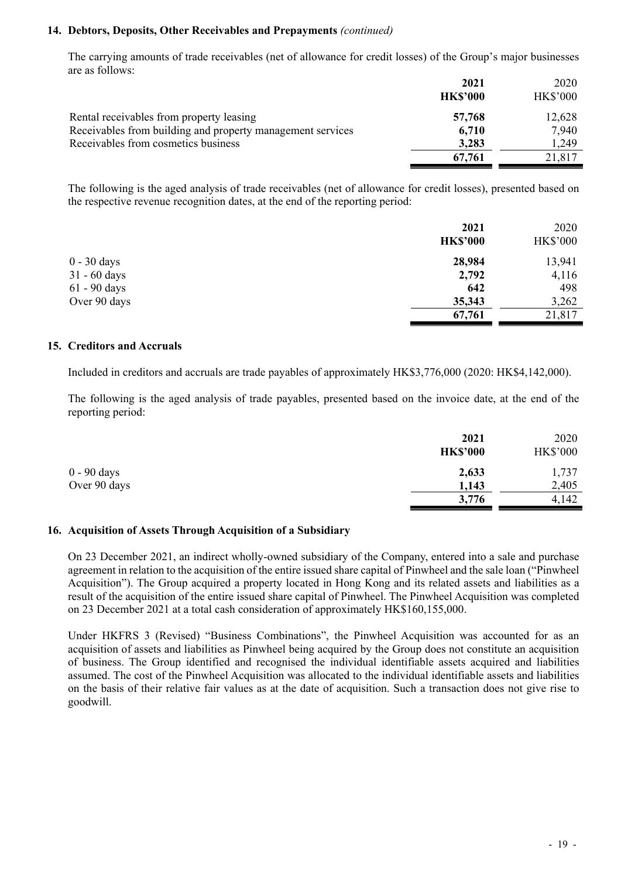## 14. Debtors, Deposits, Other Receivables and Prepayments *(continued)*

The carrying amounts of trade receivables (net of allowance for credit losses) of the Group's major businesses are as follows:

| | 2021<br>HK$'000 | 2020<br>HK$'000 |
|---|---|---|
| Rental receivables from property leasing | **57,768** | 12,628 |
| Receivables from building and property management services | **6,710** | 7,940 |
| Receivables from cosmetics business | **3,283** | 1,249 |
| | **67,761** | 21,817 |

The following is the aged analysis of trade receivables (net of allowance for credit losses), presented based on the respective revenue recognition dates, at the end of the reporting period:

| | 2021<br>HK$'000 | 2020<br>HK$'000 |
|---|---|---|
| 0 - 30 days | **28,984** | 13,941 |
| 31 - 60 days | **2,792** | 4,116 |
| 61 - 90 days | **642** | 498 |
| Over 90 days | **35,343** | 3,262 |
| | **67,761** | 21,817 |

## 15. Creditors and Accruals

Included in creditors and accruals are trade payables of approximately HK$3,776,000 (2020: HK$4,142,000).

The following is the aged analysis of trade payables, presented based on the invoice date, at the end of the reporting period:

| | 2021<br>HK$'000 | 2020<br>HK$'000 |
|---|---|---|
| 0 - 90 days | **2,633** | 1,737 |
| Over 90 days | **1,143** | 2,405 |
| | **3,776** | 4,142 |

## 16. Acquisition of Assets Through Acquisition of a Subsidiary

On 23 December 2021, an indirect wholly-owned subsidiary of the Company, entered into a sale and purchase agreement in relation to the acquisition of the entire issued share capital of Pinwheel and the sale loan ("Pinwheel Acquisition"). The Group acquired a property located in Hong Kong and its related assets and liabilities as a result of the acquisition of the entire issued share capital of Pinwheel. The Pinwheel Acquisition was completed on 23 December 2021 at a total cash consideration of approximately HK$160,155,000.

Under HKFRS 3 (Revised) "Business Combinations", the Pinwheel Acquisition was accounted for as an acquisition of assets and liabilities as Pinwheel being acquired by the Group does not constitute an acquisition of business. The Group identified and recognised the individual identifiable assets acquired and liabilities assumed. The cost of the Pinwheel Acquisition was allocated to the individual identifiable assets and liabilities on the basis of their relative fair values as at the date of acquisition. Such a transaction does not give rise to goodwill.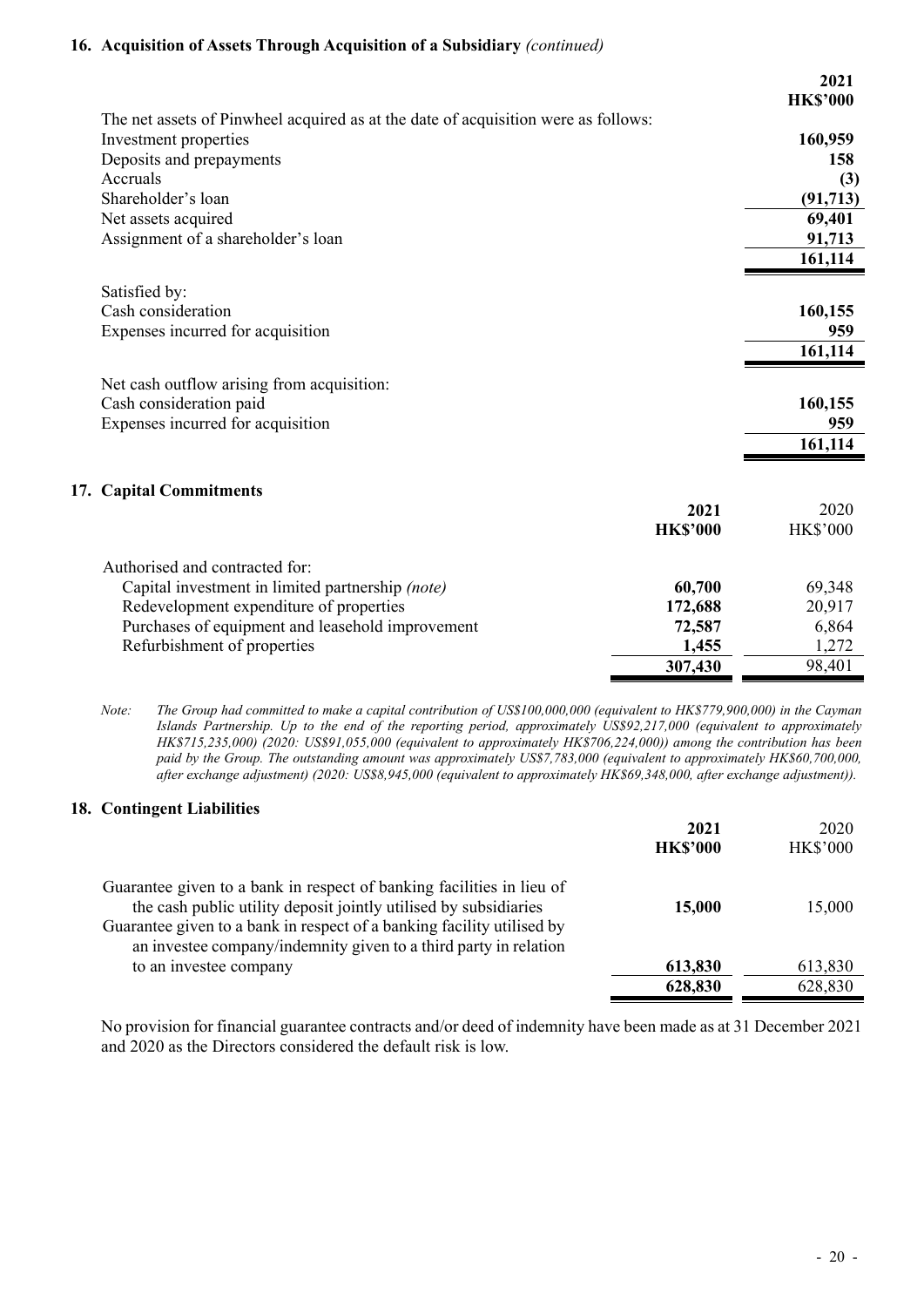## 16. Acquisition of Assets Through Acquisition of a Subsidiary *(continued)*

| | 2021 |
|---|---|
| | HK$'000 |
| The net assets of Pinwheel acquired as at the date of acquisition were as follows: | |
| Investment properties | 160,959 |
| Deposits and prepayments | 158 |
| Accruals | (3) |
| Shareholder's loan | (91,713) |
| Net assets acquired | 69,401 |
| Assignment of a shareholder's loan | 91,713 |
| | 161,114 |
| Satisfied by: | |
| Cash consideration | 160,155 |
| Expenses incurred for acquisition | 959 |
| | 161,114 |
| Net cash outflow arising from acquisition: | |
| Cash consideration paid | 160,155 |
| Expenses incurred for acquisition | 959 |
| | 161,114 |

## 17. Capital Commitments

| | 2021 | 2020 |
|---|---|---|
| | HK$'000 | HK$'000 |
| Authorised and contracted for: | | |
| Capital investment in limited partnership *(note)* | 60,700 | 69,348 |
| Redevelopment expenditure of properties | 172,688 | 20,917 |
| Purchases of equipment and leasehold improvement | 72,587 | 6,864 |
| Refurbishment of properties | 1,455 | 1,272 |
| | 307,430 | 98,401 |

*Note: The Group had committed to make a capital contribution of US$100,000,000 (equivalent to HK$779,900,000) in the Cayman Islands Partnership. Up to the end of the reporting period, approximately US$92,217,000 (equivalent to approximately HK$715,235,000) (2020: US$91,055,000 (equivalent to approximately HK$706,224,000)) among the contribution has been paid by the Group. The outstanding amount was approximately US$7,783,000 (equivalent to approximately HK$60,700,000, after exchange adjustment) (2020: US$8,945,000 (equivalent to approximately HK$69,348,000, after exchange adjustment)).*

## 18. Contingent Liabilities

| | 2021 | 2020 |
|---|---|---|
| | HK$'000 | HK$'000 |
| Guarantee given to a bank in respect of banking facilities in lieu of the cash public utility deposit jointly utilised by subsidiaries | 15,000 | 15,000 |
| Guarantee given to a bank in respect of a banking facility utilised by an investee company/indemnity given to a third party in relation to an investee company | 613,830 | 613,830 |
| | 628,830 | 628,830 |

No provision for financial guarantee contracts and/or deed of indemnity have been made as at 31 December 2021 and 2020 as the Directors considered the default risk is low.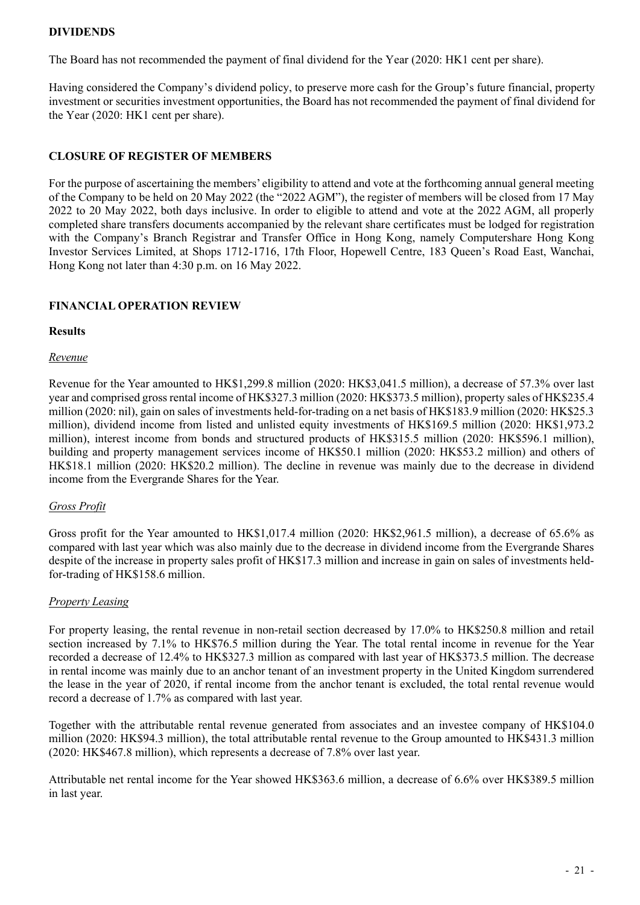## DIVIDENDS

The Board has not recommended the payment of final dividend for the Year (2020: HK1 cent per share).

Having considered the Company's dividend policy, to preserve more cash for the Group's future financial, property investment or securities investment opportunities, the Board has not recommended the payment of final dividend for the Year (2020: HK1 cent per share).

## CLOSURE OF REGISTER OF MEMBERS

For the purpose of ascertaining the members' eligibility to attend and vote at the forthcoming annual general meeting of the Company to be held on 20 May 2022 (the "2022 AGM"), the register of members will be closed from 17 May 2022 to 20 May 2022, both days inclusive. In order to eligible to attend and vote at the 2022 AGM, all properly completed share transfers documents accompanied by the relevant share certificates must be lodged for registration with the Company's Branch Registrar and Transfer Office in Hong Kong, namely Computershare Hong Kong Investor Services Limited, at Shops 1712-1716, 17th Floor, Hopewell Centre, 183 Queen's Road East, Wanchai, Hong Kong not later than 4:30 p.m. on 16 May 2022.

## FINANCIAL OPERATION REVIEW

### Results

*Revenue*

Revenue for the Year amounted to HK$1,299.8 million (2020: HK$3,041.5 million), a decrease of 57.3% over last year and comprised gross rental income of HK$327.3 million (2020: HK$373.5 million), property sales of HK$235.4 million (2020: nil), gain on sales of investments held-for-trading on a net basis of HK$183.9 million (2020: HK$25.3 million), dividend income from listed and unlisted equity investments of HK$169.5 million (2020: HK$1,973.2 million), interest income from bonds and structured products of HK$315.5 million (2020: HK$596.1 million), building and property management services income of HK$50.1 million (2020: HK$53.2 million) and others of HK$18.1 million (2020: HK$20.2 million). The decline in revenue was mainly due to the decrease in dividend income from the Evergrande Shares for the Year.

*Gross Profit*

Gross profit for the Year amounted to HK$1,017.4 million (2020: HK$2,961.5 million), a decrease of 65.6% as compared with last year which was also mainly due to the decrease in dividend income from the Evergrande Shares despite of the increase in property sales profit of HK$17.3 million and increase in gain on sales of investments held-for-trading of HK$158.6 million.

*Property Leasing*

For property leasing, the rental revenue in non-retail section decreased by 17.0% to HK$250.8 million and retail section increased by 7.1% to HK$76.5 million during the Year. The total rental income in revenue for the Year recorded a decrease of 12.4% to HK$327.3 million as compared with last year of HK$373.5 million. The decrease in rental income was mainly due to an anchor tenant of an investment property in the United Kingdom surrendered the lease in the year of 2020, if rental income from the anchor tenant is excluded, the total rental revenue would record a decrease of 1.7% as compared with last year.

Together with the attributable rental revenue generated from associates and an investee company of HK$104.0 million (2020: HK$94.3 million), the total attributable rental revenue to the Group amounted to HK$431.3 million (2020: HK$467.8 million), which represents a decrease of 7.8% over last year.

Attributable net rental income for the Year showed HK$363.6 million, a decrease of 6.6% over HK$389.5 million in last year.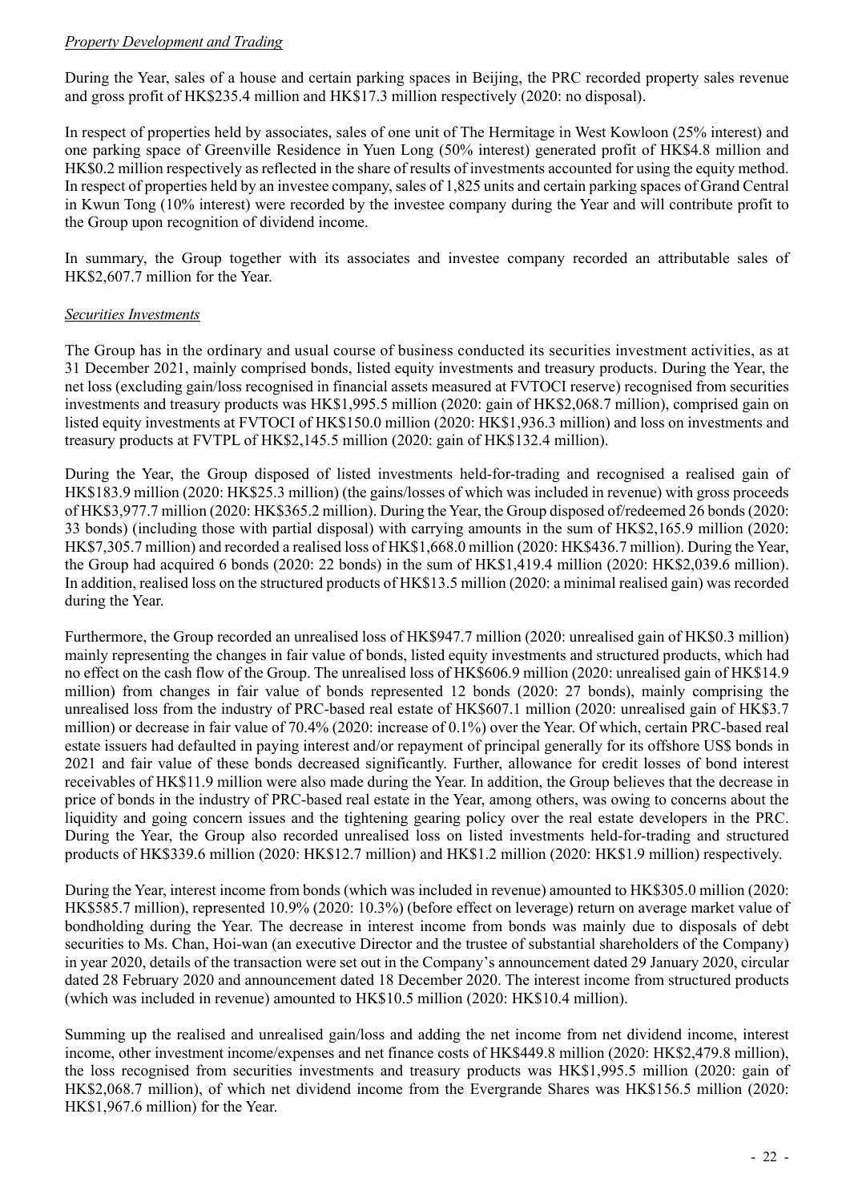*Property Development and Trading*

During the Year, sales of a house and certain parking spaces in Beijing, the PRC recorded property sales revenue and gross profit of HK$235.4 million and HK$17.3 million respectively (2020: no disposal).

In respect of properties held by associates, sales of one unit of The Hermitage in West Kowloon (25% interest) and one parking space of Greenville Residence in Yuen Long (50% interest) generated profit of HK$4.8 million and HK$0.2 million respectively as reflected in the share of results of investments accounted for using the equity method. In respect of properties held by an investee company, sales of 1,825 units and certain parking spaces of Grand Central in Kwun Tong (10% interest) were recorded by the investee company during the Year and will contribute profit to the Group upon recognition of dividend income.

In summary, the Group together with its associates and investee company recorded an attributable sales of HK$2,607.7 million for the Year.

*Securities Investments*

The Group has in the ordinary and usual course of business conducted its securities investment activities, as at 31 December 2021, mainly comprised bonds, listed equity investments and treasury products. During the Year, the net loss (excluding gain/loss recognised in financial assets measured at FVTOCI reserve) recognised from securities investments and treasury products was HK$1,995.5 million (2020: gain of HK$2,068.7 million), comprised gain on listed equity investments at FVTOCI of HK$150.0 million (2020: HK$1,936.3 million) and loss on investments and treasury products at FVTPL of HK$2,145.5 million (2020: gain of HK$132.4 million).

During the Year, the Group disposed of listed investments held-for-trading and recognised a realised gain of HK$183.9 million (2020: HK$25.3 million) (the gains/losses of which was included in revenue) with gross proceeds of HK$3,977.7 million (2020: HK$365.2 million). During the Year, the Group disposed of/redeemed 26 bonds (2020: 33 bonds) (including those with partial disposal) with carrying amounts in the sum of HK$2,165.9 million (2020: HK$7,305.7 million) and recorded a realised loss of HK$1,668.0 million (2020: HK$436.7 million). During the Year, the Group had acquired 6 bonds (2020: 22 bonds) in the sum of HK$1,419.4 million (2020: HK$2,039.6 million). In addition, realised loss on the structured products of HK$13.5 million (2020: a minimal realised gain) was recorded during the Year.

Furthermore, the Group recorded an unrealised loss of HK$947.7 million (2020: unrealised gain of HK$0.3 million) mainly representing the changes in fair value of bonds, listed equity investments and structured products, which had no effect on the cash flow of the Group. The unrealised loss of HK$606.9 million (2020: unrealised gain of HK$14.9 million) from changes in fair value of bonds represented 12 bonds (2020: 27 bonds), mainly comprising the unrealised loss from the industry of PRC-based real estate of HK$607.1 million (2020: unrealised gain of HK$3.7 million) or decrease in fair value of 70.4% (2020: increase of 0.1%) over the Year. Of which, certain PRC-based real estate issuers had defaulted in paying interest and/or repayment of principal generally for its offshore US$ bonds in 2021 and fair value of these bonds decreased significantly. Further, allowance for credit losses of bond interest receivables of HK$11.9 million were also made during the Year. In addition, the Group believes that the decrease in price of bonds in the industry of PRC-based real estate in the Year, among others, was owing to concerns about the liquidity and going concern issues and the tightening gearing policy over the real estate developers in the PRC. During the Year, the Group also recorded unrealised loss on listed investments held-for-trading and structured products of HK$339.6 million (2020: HK$12.7 million) and HK$1.2 million (2020: HK$1.9 million) respectively.

During the Year, interest income from bonds (which was included in revenue) amounted to HK$305.0 million (2020: HK$585.7 million), represented 10.9% (2020: 10.3%) (before effect on leverage) return on average market value of bondholding during the Year. The decrease in interest income from bonds was mainly due to disposals of debt securities to Ms. Chan, Hoi-wan (an executive Director and the trustee of substantial shareholders of the Company) in year 2020, details of the transaction were set out in the Company's announcement dated 29 January 2020, circular dated 28 February 2020 and announcement dated 18 December 2020. The interest income from structured products (which was included in revenue) amounted to HK$10.5 million (2020: HK$10.4 million).

Summing up the realised and unrealised gain/loss and adding the net income from net dividend income, interest income, other investment income/expenses and net finance costs of HK$449.8 million (2020: HK$2,479.8 million), the loss recognised from securities investments and treasury products was HK$1,995.5 million (2020: gain of HK$2,068.7 million), of which net dividend income from the Evergrande Shares was HK$156.5 million (2020: HK$1,967.6 million) for the Year.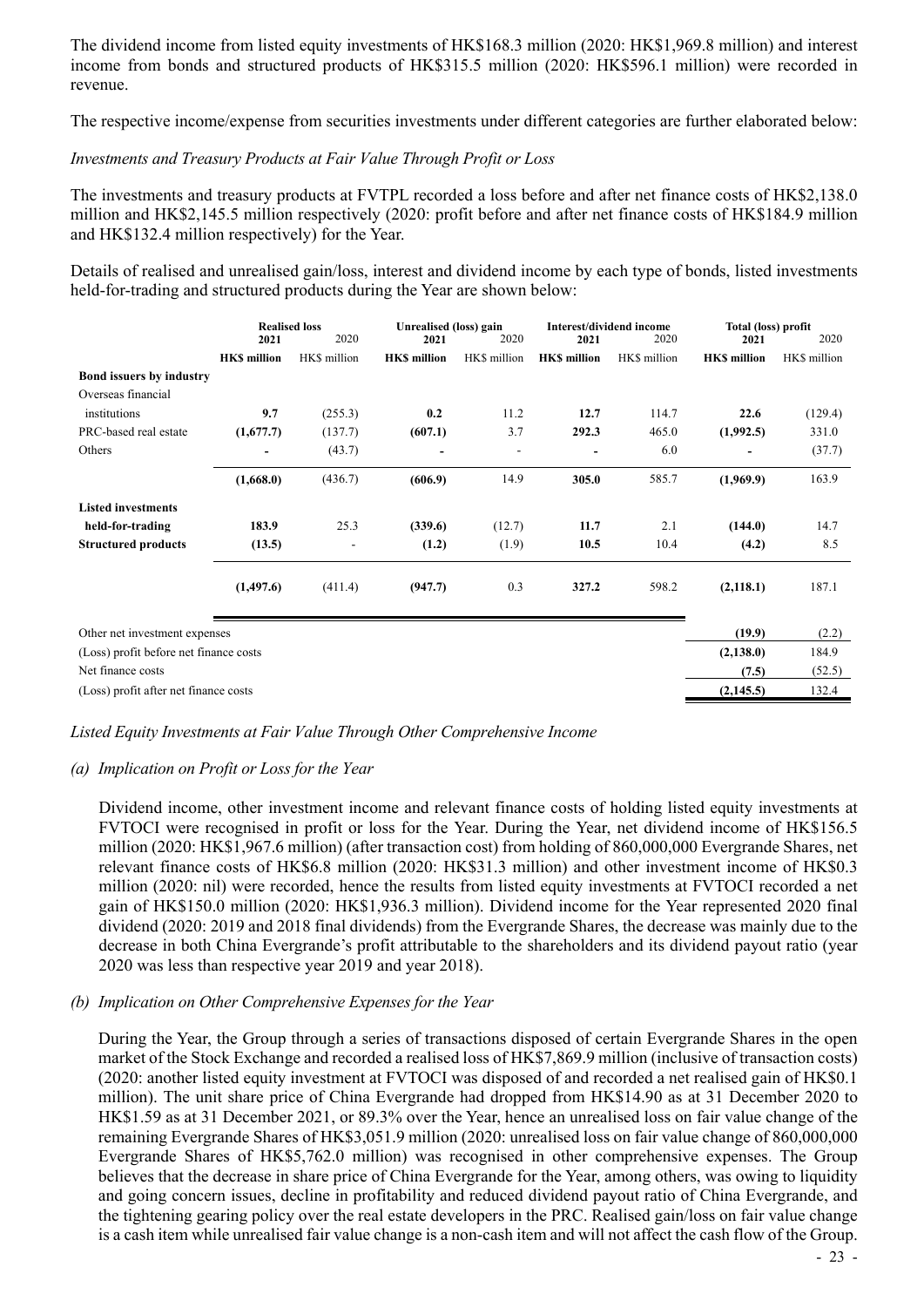The dividend income from listed equity investments of HK$168.3 million (2020: HK$1,969.8 million) and interest income from bonds and structured products of HK$315.5 million (2020: HK$596.1 million) were recorded in revenue.

The respective income/expense from securities investments under different categories are further elaborated below:

*Investments and Treasury Products at Fair Value Through Profit or Loss*

The investments and treasury products at FVTPL recorded a loss before and after net finance costs of HK$2,138.0 million and HK$2,145.5 million respectively (2020: profit before and after net finance costs of HK$184.9 million and HK$132.4 million respectively) for the Year.

Details of realised and unrealised gain/loss, interest and dividend income by each type of bonds, listed investments held-for-trading and structured products during the Year are shown below:

| | **Realised loss** | | **Unrealised (loss) gain** | | **Interest/dividend income** | | **Total (loss) profit** | |
|---|---|---|---|---|---|---|---|---|
| | **2021** | 2020 | **2021** | 2020 | **2021** | 2020 | **2021** | 2020 |
| | **HK$ million** | HK$ million | **HK$ million** | HK$ million | **HK$ million** | HK$ million | **HK$ million** | HK$ million |
| **Bond issuers by industry** | | | | | | | | |
| Overseas financial institutions | **9.7** | (255.3) | **0.2** | 11.2 | **12.7** | 114.7 | **22.6** | (129.4) |
| PRC-based real estate | **(1,677.7)** | (137.7) | **(607.1)** | 3.7 | **292.3** | 465.0 | **(1,992.5)** | 331.0 |
| Others | **-** | (43.7) | **-** | - | **-** | 6.0 | **-** | (37.7) |
| | **(1,668.0)** | (436.7) | **(606.9)** | 14.9 | **305.0** | 585.7 | **(1,969.9)** | 163.9 |
| **Listed investments held-for-trading** | **183.9** | 25.3 | **(339.6)** | (12.7) | **11.7** | 2.1 | **(144.0)** | 14.7 |
| **Structured products** | **(13.5)** | - | **(1.2)** | (1.9) | **10.5** | 10.4 | **(4.2)** | 8.5 |
| | **(1,497.6)** | (411.4) | **(947.7)** | 0.3 | **327.2** | 598.2 | **(2,118.1)** | 187.1 |
| Other net investment expenses | | | | | | | **(19.9)** | (2.2) |
| (Loss) profit before net finance costs | | | | | | | **(2,138.0)** | 184.9 |
| Net finance costs | | | | | | | **(7.5)** | (52.5) |
| (Loss) profit after net finance costs | | | | | | | **(2,145.5)** | 132.4 |

*Listed Equity Investments at Fair Value Through Other Comprehensive Income*

*(a) Implication on Profit or Loss for the Year*

Dividend income, other investment income and relevant finance costs of holding listed equity investments at FVTOCI were recognised in profit or loss for the Year. During the Year, net dividend income of HK$156.5 million (2020: HK$1,967.6 million) (after transaction cost) from holding of 860,000,000 Evergrande Shares, net relevant finance costs of HK$6.8 million (2020: HK$31.3 million) and other investment income of HK$0.3 million (2020: nil) were recorded, hence the results from listed equity investments at FVTOCI recorded a net gain of HK$150.0 million (2020: HK$1,936.3 million). Dividend income for the Year represented 2020 final dividend (2020: 2019 and 2018 final dividends) from the Evergrande Shares, the decrease was mainly due to the decrease in both China Evergrande's profit attributable to the shareholders and its dividend payout ratio (year 2020 was less than respective year 2019 and year 2018).

*(b) Implication on Other Comprehensive Expenses for the Year*

During the Year, the Group through a series of transactions disposed of certain Evergrande Shares in the open market of the Stock Exchange and recorded a realised loss of HK$7,869.9 million (inclusive of transaction costs) (2020: another listed equity investment at FVTOCI was disposed of and recorded a net realised gain of HK$0.1 million). The unit share price of China Evergrande had dropped from HK$14.90 as at 31 December 2020 to HK$1.59 as at 31 December 2021, or 89.3% over the Year, hence an unrealised loss on fair value change of the remaining Evergrande Shares of HK$3,051.9 million (2020: unrealised loss on fair value change of 860,000,000 Evergrande Shares of HK$5,762.0 million) was recognised in other comprehensive expenses. The Group believes that the decrease in share price of China Evergrande for the Year, among others, was owing to liquidity and going concern issues, decline in profitability and reduced dividend payout ratio of China Evergrande, and the tightening gearing policy over the real estate developers in the PRC. Realised gain/loss on fair value change is a cash item while unrealised fair value change is a non-cash item and will not affect the cash flow of the Group.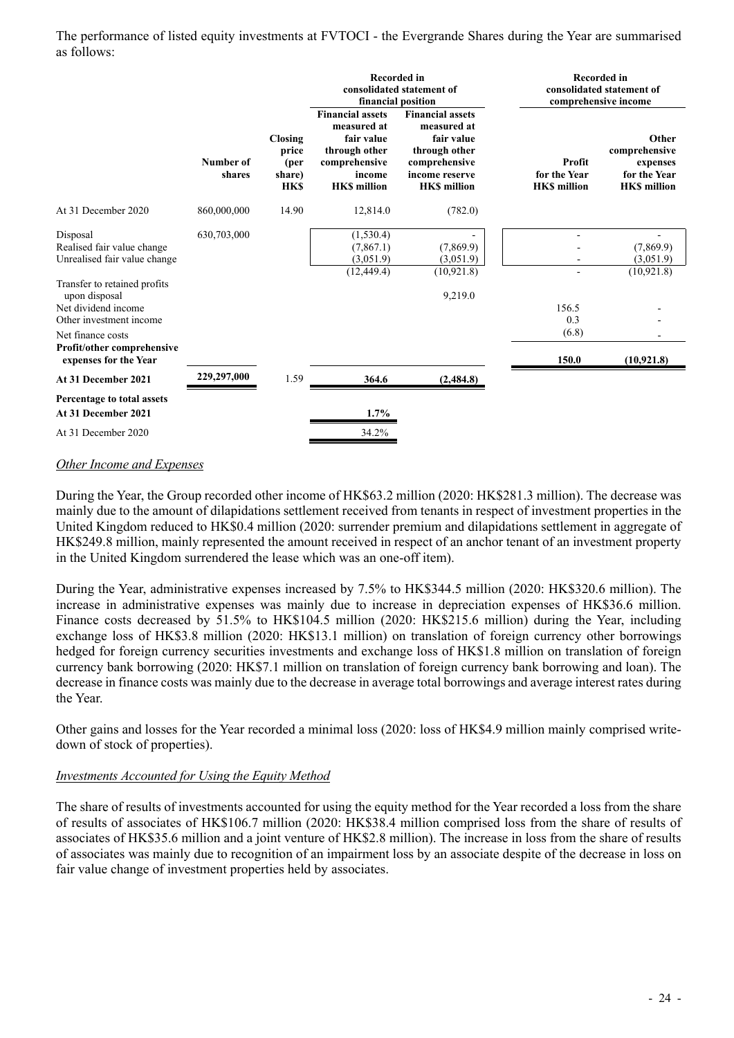The performance of listed equity investments at FVTOCI - the Evergrande Shares during the Year are summarised as follows:

| | | | Recorded in consolidated statement of financial position | | Recorded in consolidated statement of comprehensive income | |
|---|---|---|---|---|---|---|
| | Number of shares | Closing price (per share) HK$ | Financial assets measured at fair value through other comprehensive income HK$ million | Financial assets measured at fair value through other comprehensive income reserve HK$ million | Profit for the Year HK$ million | Other comprehensive expenses for the Year HK$ million |
| At 31 December 2020 | 860,000,000 | 14.90 | 12,814.0 | (782.0) | | |
| Disposal | 630,703,000 | | (1,530.4) | - | - | - |
| Realised fair value change | | | (7,867.1) | (7,869.9) | - | (7,869.9) |
| Unrealised fair value change | | | (3,051.9) | (3,051.9) | - | (3,051.9) |
| | | | (12,449.4) | (10,921.8) | - | (10,921.8) |
| Transfer to retained profits upon disposal | | | | 9,219.0 | | |
| Net dividend income | | | | | 156.5 | - |
| Other investment income | | | | | 0.3 | - |
| Net finance costs | | | | | (6.8) | - |
| **Profit/other comprehensive expenses for the Year** | | | | | **150.0** | **(10,921.8)** |
| **At 31 December 2021** | **229,297,000** | 1.59 | **364.6** | **(2,484.8)** | | |
| **Percentage to total assets** | | | | | | |
| **At 31 December 2021** | | | **1.7%** | | | |
| At 31 December 2020 | | | 34.2% | | | |

*Other Income and Expenses*

During the Year, the Group recorded other income of HK$63.2 million (2020: HK$281.3 million). The decrease was mainly due to the amount of dilapidations settlement received from tenants in respect of investment properties in the United Kingdom reduced to HK$0.4 million (2020: surrender premium and dilapidations settlement in aggregate of HK$249.8 million, mainly represented the amount received in respect of an anchor tenant of an investment property in the United Kingdom surrendered the lease which was an one-off item).

During the Year, administrative expenses increased by 7.5% to HK$344.5 million (2020: HK$320.6 million). The increase in administrative expenses was mainly due to increase in depreciation expenses of HK$36.6 million. Finance costs decreased by 51.5% to HK$104.5 million (2020: HK$215.6 million) during the Year, including exchange loss of HK$3.8 million (2020: HK$13.1 million) on translation of foreign currency other borrowings hedged for foreign currency securities investments and exchange loss of HK$1.8 million on translation of foreign currency bank borrowing (2020: HK$7.1 million on translation of foreign currency bank borrowing and loan). The decrease in finance costs was mainly due to the decrease in average total borrowings and average interest rates during the Year.

Other gains and losses for the Year recorded a minimal loss (2020: loss of HK$4.9 million mainly comprised write-down of stock of properties).

*Investments Accounted for Using the Equity Method*

The share of results of investments accounted for using the equity method for the Year recorded a loss from the share of results of associates of HK$106.7 million (2020: HK$38.4 million comprised loss from the share of results of associates of HK$35.6 million and a joint venture of HK$2.8 million). The increase in loss from the share of results of associates was mainly due to recognition of an impairment loss by an associate despite of the decrease in loss on fair value change of investment properties held by associates.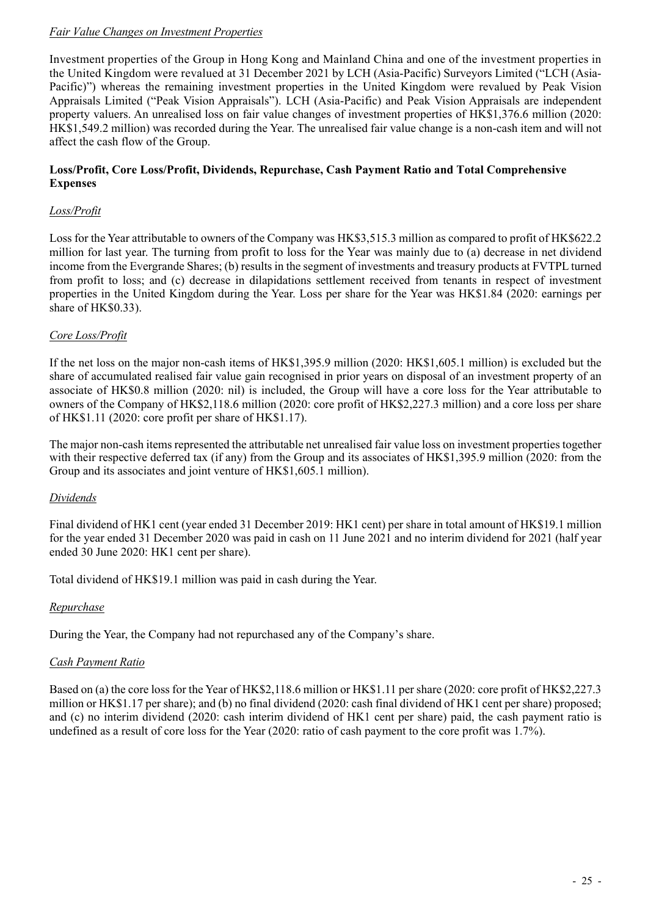*Fair Value Changes on Investment Properties*

Investment properties of the Group in Hong Kong and Mainland China and one of the investment properties in the United Kingdom were revalued at 31 December 2021 by LCH (Asia-Pacific) Surveyors Limited ("LCH (Asia-Pacific)") whereas the remaining investment properties in the United Kingdom were revalued by Peak Vision Appraisals Limited ("Peak Vision Appraisals"). LCH (Asia-Pacific) and Peak Vision Appraisals are independent property valuers. An unrealised loss on fair value changes of investment properties of HK$1,376.6 million (2020: HK$1,549.2 million) was recorded during the Year. The unrealised fair value change is a non-cash item and will not affect the cash flow of the Group.

**Loss/Profit, Core Loss/Profit, Dividends, Repurchase, Cash Payment Ratio and Total Comprehensive Expenses**

*Loss/Profit*

Loss for the Year attributable to owners of the Company was HK$3,515.3 million as compared to profit of HK$622.2 million for last year. The turning from profit to loss for the Year was mainly due to (a) decrease in net dividend income from the Evergrande Shares; (b) results in the segment of investments and treasury products at FVTPL turned from profit to loss; and (c) decrease in dilapidations settlement received from tenants in respect of investment properties in the United Kingdom during the Year. Loss per share for the Year was HK$1.84 (2020: earnings per share of HK$0.33).

*Core Loss/Profit*

If the net loss on the major non-cash items of HK$1,395.9 million (2020: HK$1,605.1 million) is excluded but the share of accumulated realised fair value gain recognised in prior years on disposal of an investment property of an associate of HK$0.8 million (2020: nil) is included, the Group will have a core loss for the Year attributable to owners of the Company of HK$2,118.6 million (2020: core profit of HK$2,227.3 million) and a core loss per share of HK$1.11 (2020: core profit per share of HK$1.17).

The major non-cash items represented the attributable net unrealised fair value loss on investment properties together with their respective deferred tax (if any) from the Group and its associates of HK$1,395.9 million (2020: from the Group and its associates and joint venture of HK$1,605.1 million).

*Dividends*

Final dividend of HK1 cent (year ended 31 December 2019: HK1 cent) per share in total amount of HK$19.1 million for the year ended 31 December 2020 was paid in cash on 11 June 2021 and no interim dividend for 2021 (half year ended 30 June 2020: HK1 cent per share).

Total dividend of HK$19.1 million was paid in cash during the Year.

*Repurchase*

During the Year, the Company had not repurchased any of the Company's share.

*Cash Payment Ratio*

Based on (a) the core loss for the Year of HK$2,118.6 million or HK$1.11 per share (2020: core profit of HK$2,227.3 million or HK$1.17 per share); and (b) no final dividend (2020: cash final dividend of HK1 cent per share) proposed; and (c) no interim dividend (2020: cash interim dividend of HK1 cent per share) paid, the cash payment ratio is undefined as a result of core loss for the Year (2020: ratio of cash payment to the core profit was 1.7%).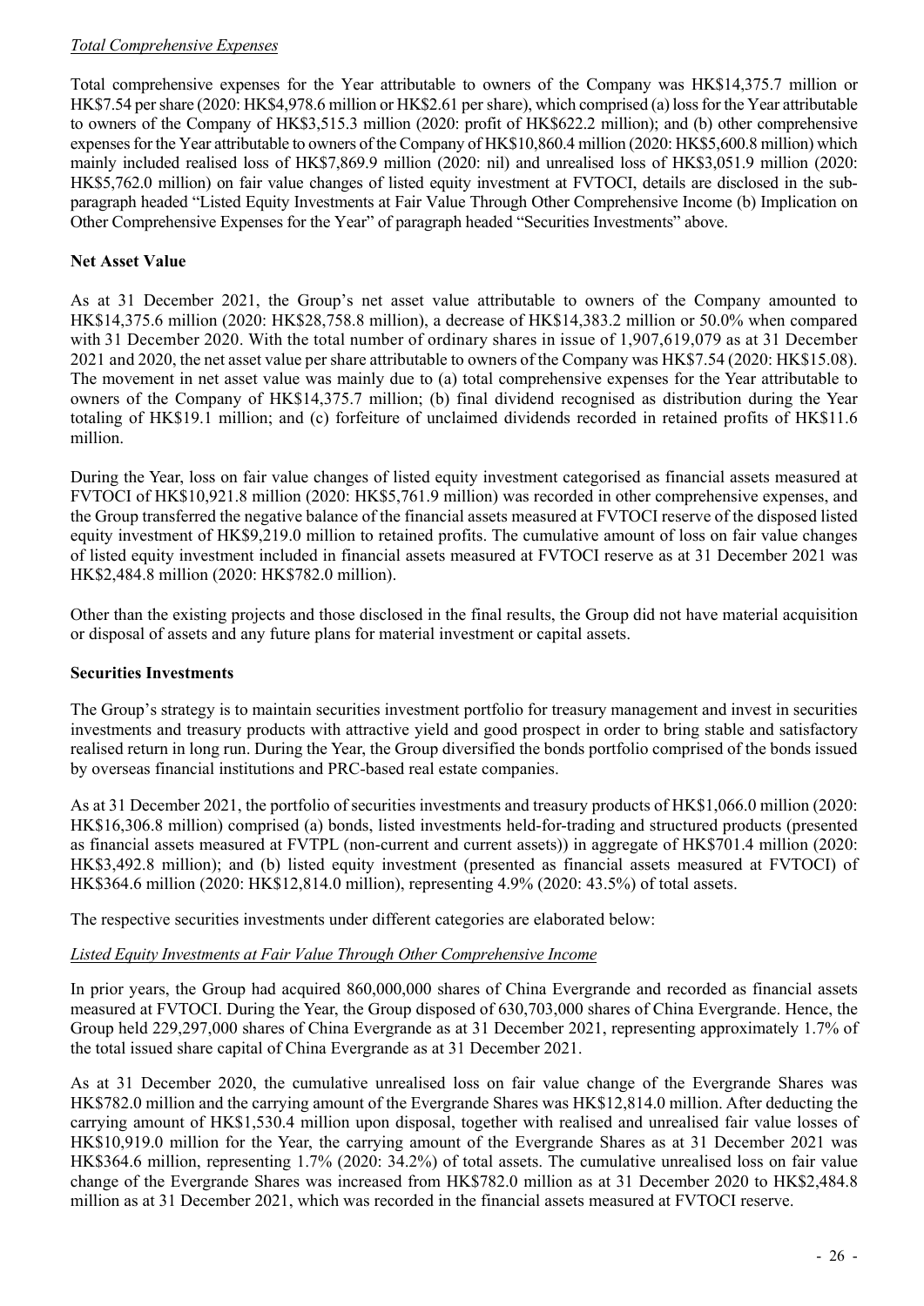*Total Comprehensive Expenses*

Total comprehensive expenses for the Year attributable to owners of the Company was HK$14,375.7 million or HK$7.54 per share (2020: HK$4,978.6 million or HK$2.61 per share), which comprised (a) loss for the Year attributable to owners of the Company of HK$3,515.3 million (2020: profit of HK$622.2 million); and (b) other comprehensive expenses for the Year attributable to owners of the Company of HK$10,860.4 million (2020: HK$5,600.8 million) which mainly included realised loss of HK$7,869.9 million (2020: nil) and unrealised loss of HK$3,051.9 million (2020: HK$5,762.0 million) on fair value changes of listed equity investment at FVTOCI, details are disclosed in the sub-paragraph headed "Listed Equity Investments at Fair Value Through Other Comprehensive Income (b) Implication on Other Comprehensive Expenses for the Year" of paragraph headed "Securities Investments" above.

**Net Asset Value**

As at 31 December 2021, the Group's net asset value attributable to owners of the Company amounted to HK$14,375.6 million (2020: HK$28,758.8 million), a decrease of HK$14,383.2 million or 50.0% when compared with 31 December 2020. With the total number of ordinary shares in issue of 1,907,619,079 as at 31 December 2021 and 2020, the net asset value per share attributable to owners of the Company was HK$7.54 (2020: HK$15.08). The movement in net asset value was mainly due to (a) total comprehensive expenses for the Year attributable to owners of the Company of HK$14,375.7 million; (b) final dividend recognised as distribution during the Year totaling of HK$19.1 million; and (c) forfeiture of unclaimed dividends recorded in retained profits of HK$11.6 million.

During the Year, loss on fair value changes of listed equity investment categorised as financial assets measured at FVTOCI of HK$10,921.8 million (2020: HK$5,761.9 million) was recorded in other comprehensive expenses, and the Group transferred the negative balance of the financial assets measured at FVTOCI reserve of the disposed listed equity investment of HK$9,219.0 million to retained profits. The cumulative amount of loss on fair value changes of listed equity investment included in financial assets measured at FVTOCI reserve as at 31 December 2021 was HK$2,484.8 million (2020: HK$782.0 million).

Other than the existing projects and those disclosed in the final results, the Group did not have material acquisition or disposal of assets and any future plans for material investment or capital assets.

**Securities Investments**

The Group's strategy is to maintain securities investment portfolio for treasury management and invest in securities investments and treasury products with attractive yield and good prospect in order to bring stable and satisfactory realised return in long run. During the Year, the Group diversified the bonds portfolio comprised of the bonds issued by overseas financial institutions and PRC-based real estate companies.

As at 31 December 2021, the portfolio of securities investments and treasury products of HK$1,066.0 million (2020: HK$16,306.8 million) comprised (a) bonds, listed investments held-for-trading and structured products (presented as financial assets measured at FVTPL (non-current and current assets)) in aggregate of HK$701.4 million (2020: HK$3,492.8 million); and (b) listed equity investment (presented as financial assets measured at FVTOCI) of HK$364.6 million (2020: HK$12,814.0 million), representing 4.9% (2020: 43.5%) of total assets.

The respective securities investments under different categories are elaborated below:

*Listed Equity Investments at Fair Value Through Other Comprehensive Income*

In prior years, the Group had acquired 860,000,000 shares of China Evergrande and recorded as financial assets measured at FVTOCI. During the Year, the Group disposed of 630,703,000 shares of China Evergrande. Hence, the Group held 229,297,000 shares of China Evergrande as at 31 December 2021, representing approximately 1.7% of the total issued share capital of China Evergrande as at 31 December 2021.

As at 31 December 2020, the cumulative unrealised loss on fair value change of the Evergrande Shares was HK$782.0 million and the carrying amount of the Evergrande Shares was HK$12,814.0 million. After deducting the carrying amount of HK$1,530.4 million upon disposal, together with realised and unrealised fair value losses of HK$10,919.0 million for the Year, the carrying amount of the Evergrande Shares as at 31 December 2021 was HK$364.6 million, representing 1.7% (2020: 34.2%) of total assets. The cumulative unrealised loss on fair value change of the Evergrande Shares was increased from HK$782.0 million as at 31 December 2020 to HK$2,484.8 million as at 31 December 2021, which was recorded in the financial assets measured at FVTOCI reserve.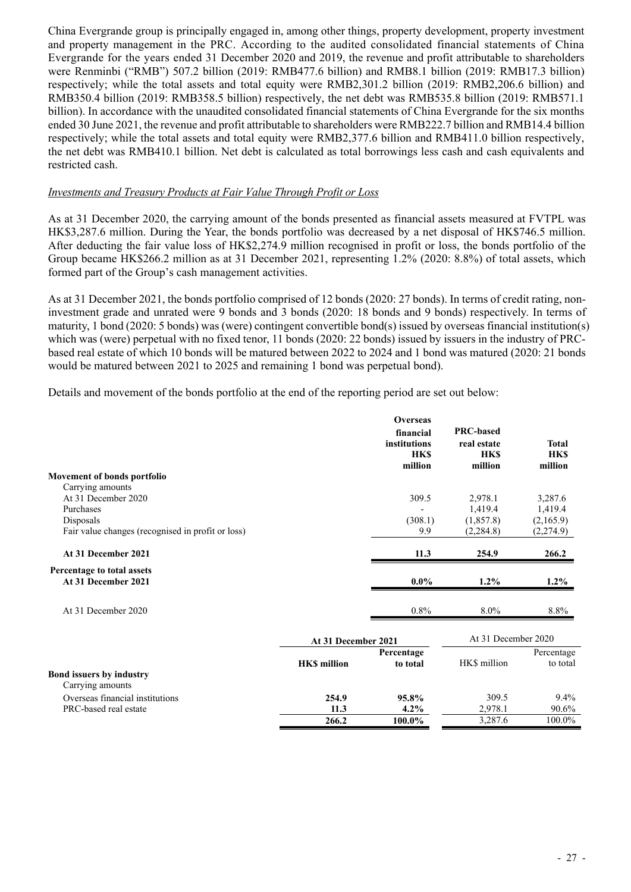China Evergrande group is principally engaged in, among other things, property development, property investment and property management in the PRC. According to the audited consolidated financial statements of China Evergrande for the years ended 31 December 2020 and 2019, the revenue and profit attributable to shareholders were Renminbi ("RMB") 507.2 billion (2019: RMB477.6 billion) and RMB8.1 billion (2019: RMB17.3 billion) respectively; while the total assets and total equity were RMB2,301.2 billion (2019: RMB2,206.6 billion) and RMB350.4 billion (2019: RMB358.5 billion) respectively, the net debt was RMB535.8 billion (2019: RMB571.1 billion). In accordance with the unaudited consolidated financial statements of China Evergrande for the six months ended 30 June 2021, the revenue and profit attributable to shareholders were RMB222.7 billion and RMB14.4 billion respectively; while the total assets and total equity were RMB2,377.6 billion and RMB411.0 billion respectively, the net debt was RMB410.1 billion. Net debt is calculated as total borrowings less cash and cash equivalents and restricted cash.

*Investments and Treasury Products at Fair Value Through Profit or Loss*

As at 31 December 2020, the carrying amount of the bonds presented as financial assets measured at FVTPL was HK$3,287.6 million. During the Year, the bonds portfolio was decreased by a net disposal of HK$746.5 million. After deducting the fair value loss of HK$2,274.9 million recognised in profit or loss, the bonds portfolio of the Group became HK$266.2 million as at 31 December 2021, representing 1.2% (2020: 8.8%) of total assets, which formed part of the Group's cash management activities.

As at 31 December 2021, the bonds portfolio comprised of 12 bonds (2020: 27 bonds). In terms of credit rating, non-investment grade and unrated were 9 bonds and 3 bonds (2020: 18 bonds and 9 bonds) respectively. In terms of maturity, 1 bond (2020: 5 bonds) was (were) contingent convertible bond(s) issued by overseas financial institution(s) which was (were) perpetual with no fixed tenor, 11 bonds (2020: 22 bonds) issued by issuers in the industry of PRC-based real estate of which 10 bonds will be matured between 2022 to 2024 and 1 bond was matured (2020: 21 bonds would be matured between 2021 to 2025 and remaining 1 bond was perpetual bond).

Details and movement of the bonds portfolio at the end of the reporting period are set out below:

| | Overseas financial institutions HK$ million | PRC-based real estate HK$ million | Total HK$ million |
|---|---|---|---|
| **Movement of bonds portfolio** | | | |
| Carrying amounts | | | |
| At 31 December 2020 | 309.5 | 2,978.1 | 3,287.6 |
| Purchases | - | 1,419.4 | 1,419.4 |
| Disposals | (308.1) | (1,857.8) | (2,165.9) |
| Fair value changes (recognised in profit or loss) | 9.9 | (2,284.8) | (2,274.9) |
| **At 31 December 2021** | **11.3** | **254.9** | **266.2** |
| **Percentage to total assets** | | | |
| **At 31 December 2021** | **0.0%** | **1.2%** | **1.2%** |
| At 31 December 2020 | 0.8% | 8.0% | 8.8% |

| | **At 31 December 2021** | | At 31 December 2020 | |
|---|---|---|---|---|
| | **HK$ million** | **Percentage to total** | HK$ million | Percentage to total |
| **Bond issuers by industry** | | | | |
| Carrying amounts | | | | |
| Overseas financial institutions | **254.9** | **95.8%** | 309.5 | 9.4% |
| PRC-based real estate | **11.3** | **4.2%** | 2,978.1 | 90.6% |
| | **266.2** | **100.0%** | 3,287.6 | 100.0% |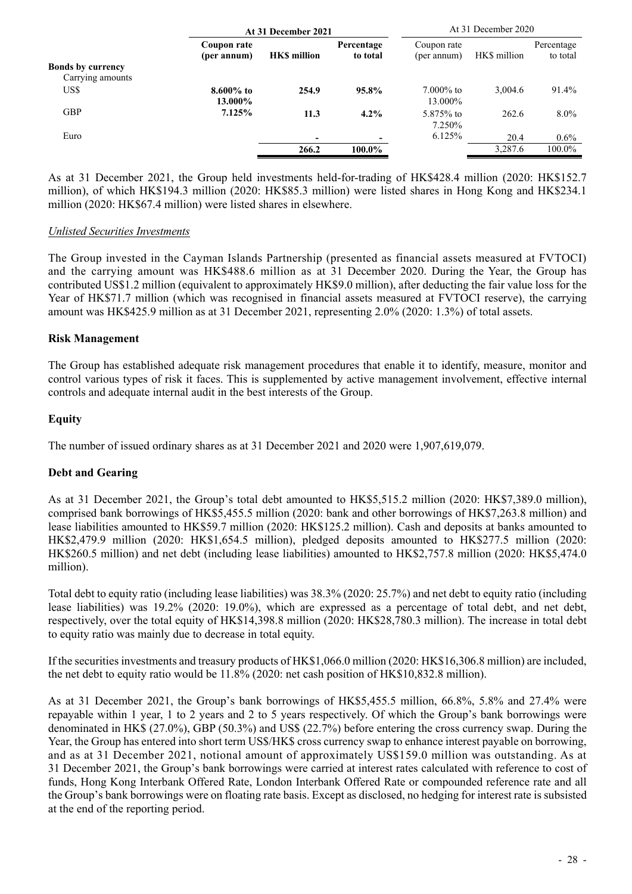| | At 31 December 2021 | | | At 31 December 2020 | | |
|---|---|---|---|---|---|---|
| | **Coupon rate (per annum)** | **HK$ million** | **Percentage to total** | Coupon rate (per annum) | HK$ million | Percentage to total |
| **Bonds by currency** | | | | | | |
| Carrying amounts | | | | | | |
| US$ | **8.600% to 13.000%** | **254.9** | **95.8%** | 7.000% to 13.000% | 3,004.6 | 91.4% |
| GBP | **7.125%** | **11.3** | **4.2%** | 5.875% to 7.250% | 262.6 | 8.0% |
| Euro | | **-** | **-** | 6.125% | 20.4 | 0.6% |
| | | **266.2** | **100.0%** | | 3,287.6 | 100.0% |

As at 31 December 2021, the Group held investments held-for-trading of HK$428.4 million (2020: HK$152.7 million), of which HK$194.3 million (2020: HK$85.3 million) were listed shares in Hong Kong and HK$234.1 million (2020: HK$67.4 million) were listed shares in elsewhere.

*Unlisted Securities Investments*

The Group invested in the Cayman Islands Partnership (presented as financial assets measured at FVTOCI) and the carrying amount was HK$488.6 million as at 31 December 2020. During the Year, the Group has contributed US$1.2 million (equivalent to approximately HK$9.0 million), after deducting the fair value loss for the Year of HK$71.7 million (which was recognised in financial assets measured at FVTOCI reserve), the carrying amount was HK$425.9 million as at 31 December 2021, representing 2.0% (2020: 1.3%) of total assets.

## Risk Management

The Group has established adequate risk management procedures that enable it to identify, measure, monitor and control various types of risk it faces. This is supplemented by active management involvement, effective internal controls and adequate internal audit in the best interests of the Group.

## Equity

The number of issued ordinary shares as at 31 December 2021 and 2020 were 1,907,619,079.

## Debt and Gearing

As at 31 December 2021, the Group's total debt amounted to HK$5,515.2 million (2020: HK$7,389.0 million), comprised bank borrowings of HK$5,455.5 million (2020: bank and other borrowings of HK$7,263.8 million) and lease liabilities amounted to HK$59.7 million (2020: HK$125.2 million). Cash and deposits at banks amounted to HK$2,479.9 million (2020: HK$1,654.5 million), pledged deposits amounted to HK$277.5 million (2020: HK$260.5 million) and net debt (including lease liabilities) amounted to HK$2,757.8 million (2020: HK$5,474.0 million).

Total debt to equity ratio (including lease liabilities) was 38.3% (2020: 25.7%) and net debt to equity ratio (including lease liabilities) was 19.2% (2020: 19.0%), which are expressed as a percentage of total debt, and net debt, respectively, over the total equity of HK$14,398.8 million (2020: HK$28,780.3 million). The increase in total debt to equity ratio was mainly due to decrease in total equity.

If the securities investments and treasury products of HK$1,066.0 million (2020: HK$16,306.8 million) are included, the net debt to equity ratio would be 11.8% (2020: net cash position of HK$10,832.8 million).

As at 31 December 2021, the Group's bank borrowings of HK$5,455.5 million, 66.8%, 5.8% and 27.4% were repayable within 1 year, 1 to 2 years and 2 to 5 years respectively. Of which the Group's bank borrowings were denominated in HK$ (27.0%), GBP (50.3%) and US$ (22.7%) before entering the cross currency swap. During the Year, the Group has entered into short term US$/HK$ cross currency swap to enhance interest payable on borrowing, and as at 31 December 2021, notional amount of approximately US$159.0 million was outstanding. As at 31 December 2021, the Group's bank borrowings were carried at interest rates calculated with reference to cost of funds, Hong Kong Interbank Offered Rate, London Interbank Offered Rate or compounded reference rate and all the Group's bank borrowings were on floating rate basis. Except as disclosed, no hedging for interest rate is subsisted at the end of the reporting period.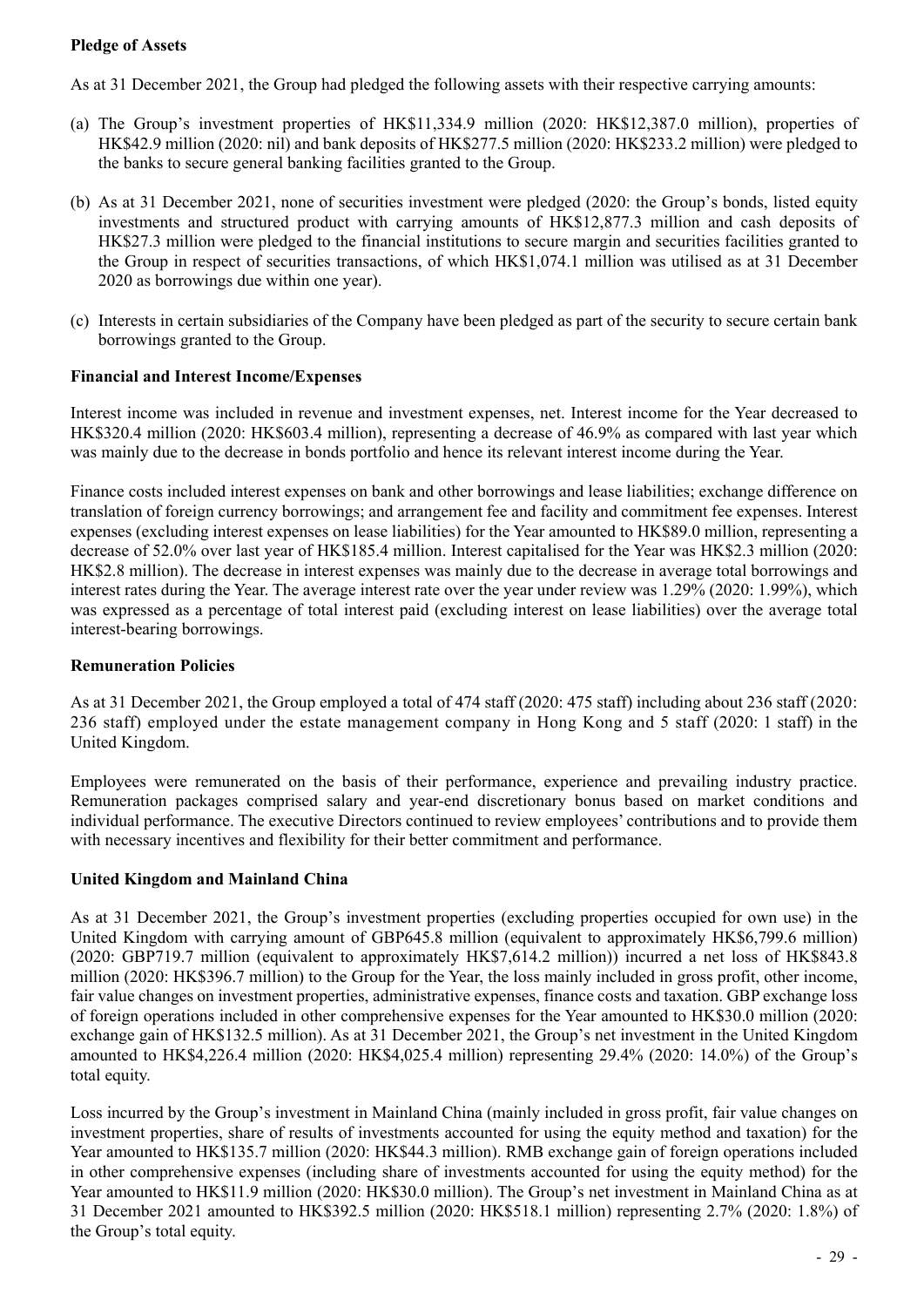**Pledge of Assets**

As at 31 December 2021, the Group had pledged the following assets with their respective carrying amounts:

(a) The Group's investment properties of HK$11,334.9 million (2020: HK$12,387.0 million), properties of HK$42.9 million (2020: nil) and bank deposits of HK$277.5 million (2020: HK$233.2 million) were pledged to the banks to secure general banking facilities granted to the Group.

(b) As at 31 December 2021, none of securities investment were pledged (2020: the Group's bonds, listed equity investments and structured product with carrying amounts of HK$12,877.3 million and cash deposits of HK$27.3 million were pledged to the financial institutions to secure margin and securities facilities granted to the Group in respect of securities transactions, of which HK$1,074.1 million was utilised as at 31 December 2020 as borrowings due within one year).

(c) Interests in certain subsidiaries of the Company have been pledged as part of the security to secure certain bank borrowings granted to the Group.

**Financial and Interest Income/Expenses**

Interest income was included in revenue and investment expenses, net. Interest income for the Year decreased to HK$320.4 million (2020: HK$603.4 million), representing a decrease of 46.9% as compared with last year which was mainly due to the decrease in bonds portfolio and hence its relevant interest income during the Year.

Finance costs included interest expenses on bank and other borrowings and lease liabilities; exchange difference on translation of foreign currency borrowings; and arrangement fee and facility and commitment fee expenses. Interest expenses (excluding interest expenses on lease liabilities) for the Year amounted to HK$89.0 million, representing a decrease of 52.0% over last year of HK$185.4 million. Interest capitalised for the Year was HK$2.3 million (2020: HK$2.8 million). The decrease in interest expenses was mainly due to the decrease in average total borrowings and interest rates during the Year. The average interest rate over the year under review was 1.29% (2020: 1.99%), which was expressed as a percentage of total interest paid (excluding interest on lease liabilities) over the average total interest-bearing borrowings.

**Remuneration Policies**

As at 31 December 2021, the Group employed a total of 474 staff (2020: 475 staff) including about 236 staff (2020: 236 staff) employed under the estate management company in Hong Kong and 5 staff (2020: 1 staff) in the United Kingdom.

Employees were remunerated on the basis of their performance, experience and prevailing industry practice. Remuneration packages comprised salary and year-end discretionary bonus based on market conditions and individual performance. The executive Directors continued to review employees' contributions and to provide them with necessary incentives and flexibility for their better commitment and performance.

**United Kingdom and Mainland China**

As at 31 December 2021, the Group's investment properties (excluding properties occupied for own use) in the United Kingdom with carrying amount of GBP645.8 million (equivalent to approximately HK$6,799.6 million) (2020: GBP719.7 million (equivalent to approximately HK$7,614.2 million)) incurred a net loss of HK$843.8 million (2020: HK$396.7 million) to the Group for the Year, the loss mainly included in gross profit, other income, fair value changes on investment properties, administrative expenses, finance costs and taxation. GBP exchange loss of foreign operations included in other comprehensive expenses for the Year amounted to HK$30.0 million (2020: exchange gain of HK$132.5 million). As at 31 December 2021, the Group's net investment in the United Kingdom amounted to HK$4,226.4 million (2020: HK$4,025.4 million) representing 29.4% (2020: 14.0%) of the Group's total equity.

Loss incurred by the Group's investment in Mainland China (mainly included in gross profit, fair value changes on investment properties, share of results of investments accounted for using the equity method and taxation) for the Year amounted to HK$135.7 million (2020: HK$44.3 million). RMB exchange gain of foreign operations included in other comprehensive expenses (including share of investments accounted for using the equity method) for the Year amounted to HK$11.9 million (2020: HK$30.0 million). The Group's net investment in Mainland China as at 31 December 2021 amounted to HK$392.5 million (2020: HK$518.1 million) representing 2.7% (2020: 1.8%) of the Group's total equity.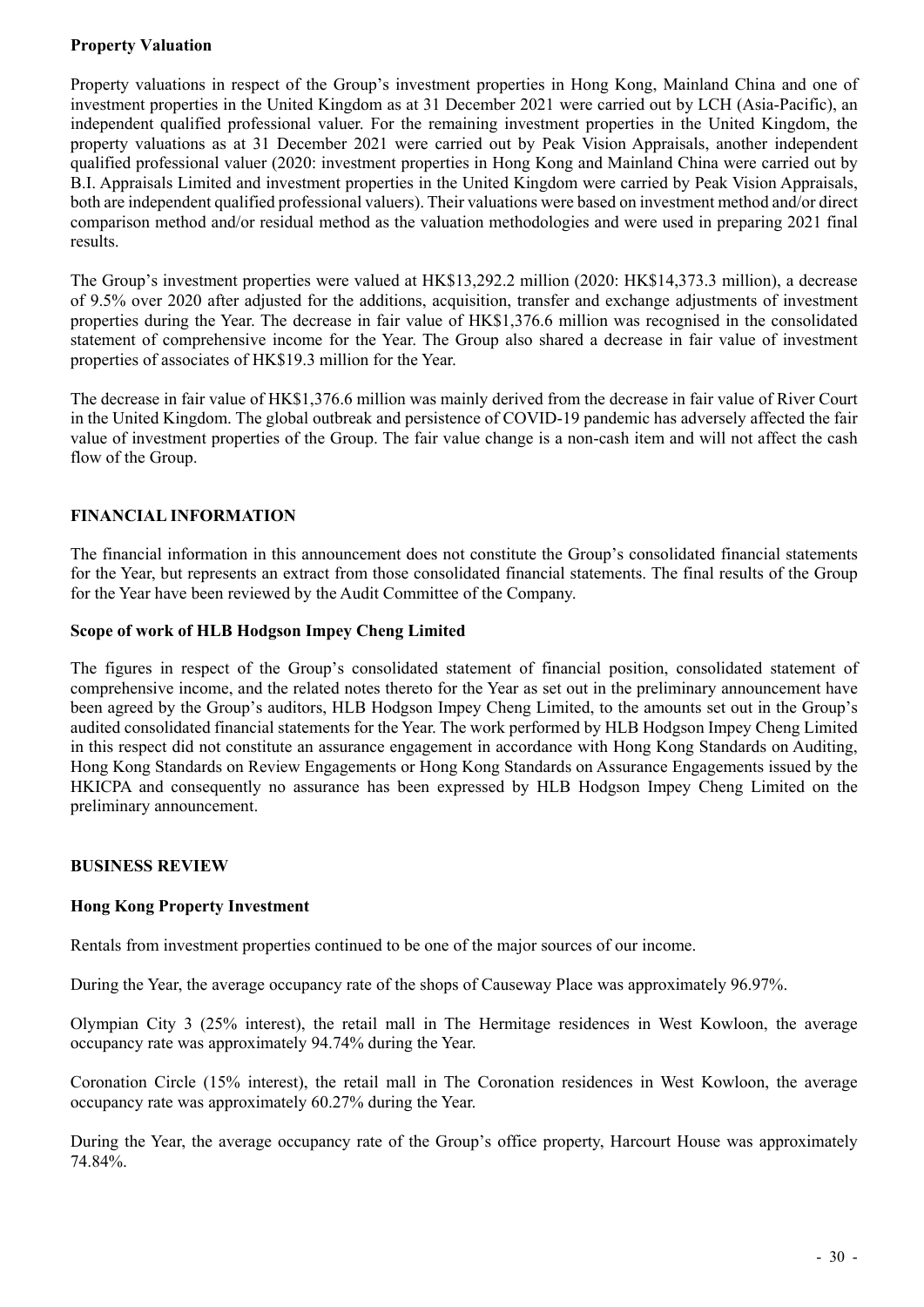**Property Valuation**

Property valuations in respect of the Group's investment properties in Hong Kong, Mainland China and one of investment properties in the United Kingdom as at 31 December 2021 were carried out by LCH (Asia-Pacific), an independent qualified professional valuer. For the remaining investment properties in the United Kingdom, the property valuations as at 31 December 2021 were carried out by Peak Vision Appraisals, another independent qualified professional valuer (2020: investment properties in Hong Kong and Mainland China were carried out by B.I. Appraisals Limited and investment properties in the United Kingdom were carried by Peak Vision Appraisals, both are independent qualified professional valuers). Their valuations were based on investment method and/or direct comparison method and/or residual method as the valuation methodologies and were used in preparing 2021 final results.

The Group's investment properties were valued at HK$13,292.2 million (2020: HK$14,373.3 million), a decrease of 9.5% over 2020 after adjusted for the additions, acquisition, transfer and exchange adjustments of investment properties during the Year. The decrease in fair value of HK$1,376.6 million was recognised in the consolidated statement of comprehensive income for the Year. The Group also shared a decrease in fair value of investment properties of associates of HK$19.3 million for the Year.

The decrease in fair value of HK$1,376.6 million was mainly derived from the decrease in fair value of River Court in the United Kingdom. The global outbreak and persistence of COVID-19 pandemic has adversely affected the fair value of investment properties of the Group. The fair value change is a non-cash item and will not affect the cash flow of the Group.

## FINANCIAL INFORMATION

The financial information in this announcement does not constitute the Group's consolidated financial statements for the Year, but represents an extract from those consolidated financial statements. The final results of the Group for the Year have been reviewed by the Audit Committee of the Company.

**Scope of work of HLB Hodgson Impey Cheng Limited**

The figures in respect of the Group's consolidated statement of financial position, consolidated statement of comprehensive income, and the related notes thereto for the Year as set out in the preliminary announcement have been agreed by the Group's auditors, HLB Hodgson Impey Cheng Limited, to the amounts set out in the Group's audited consolidated financial statements for the Year. The work performed by HLB Hodgson Impey Cheng Limited in this respect did not constitute an assurance engagement in accordance with Hong Kong Standards on Auditing, Hong Kong Standards on Review Engagements or Hong Kong Standards on Assurance Engagements issued by the HKICPA and consequently no assurance has been expressed by HLB Hodgson Impey Cheng Limited on the preliminary announcement.

## BUSINESS REVIEW

**Hong Kong Property Investment**

Rentals from investment properties continued to be one of the major sources of our income.

During the Year, the average occupancy rate of the shops of Causeway Place was approximately 96.97%.

Olympian City 3 (25% interest), the retail mall in The Hermitage residences in West Kowloon, the average occupancy rate was approximately 94.74% during the Year.

Coronation Circle (15% interest), the retail mall in The Coronation residences in West Kowloon, the average occupancy rate was approximately 60.27% during the Year.

During the Year, the average occupancy rate of the Group's office property, Harcourt House was approximately 74.84%.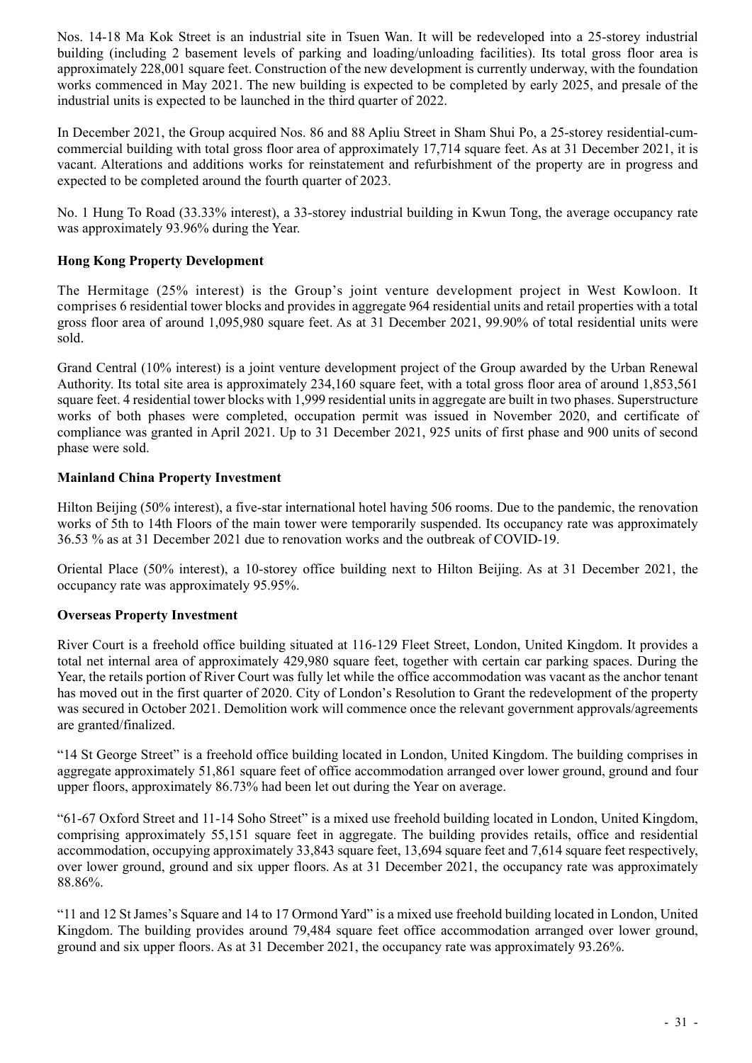Nos. 14-18 Ma Kok Street is an industrial site in Tsuen Wan. It will be redeveloped into a 25-storey industrial building (including 2 basement levels of parking and loading/unloading facilities). Its total gross floor area is approximately 228,001 square feet. Construction of the new development is currently underway, with the foundation works commenced in May 2021. The new building is expected to be completed by early 2025, and presale of the industrial units is expected to be launched in the third quarter of 2022.

In December 2021, the Group acquired Nos. 86 and 88 Apliu Street in Sham Shui Po, a 25-storey residential-cum-commercial building with total gross floor area of approximately 17,714 square feet. As at 31 December 2021, it is vacant. Alterations and additions works for reinstatement and refurbishment of the property are in progress and expected to be completed around the fourth quarter of 2023.

No. 1 Hung To Road (33.33% interest), a 33-storey industrial building in Kwun Tong, the average occupancy rate was approximately 93.96% during the Year.

**Hong Kong Property Development**

The Hermitage (25% interest) is the Group's joint venture development project in West Kowloon. It comprises 6 residential tower blocks and provides in aggregate 964 residential units and retail properties with a total gross floor area of around 1,095,980 square feet. As at 31 December 2021, 99.90% of total residential units were sold.

Grand Central (10% interest) is a joint venture development project of the Group awarded by the Urban Renewal Authority. Its total site area is approximately 234,160 square feet, with a total gross floor area of around 1,853,561 square feet. 4 residential tower blocks with 1,999 residential units in aggregate are built in two phases. Superstructure works of both phases were completed, occupation permit was issued in November 2020, and certificate of compliance was granted in April 2021. Up to 31 December 2021, 925 units of first phase and 900 units of second phase were sold.

**Mainland China Property Investment**

Hilton Beijing (50% interest), a five-star international hotel having 506 rooms. Due to the pandemic, the renovation works of 5th to 14th Floors of the main tower were temporarily suspended. Its occupancy rate was approximately 36.53 % as at 31 December 2021 due to renovation works and the outbreak of COVID-19.

Oriental Place (50% interest), a 10-storey office building next to Hilton Beijing. As at 31 December 2021, the occupancy rate was approximately 95.95%.

**Overseas Property Investment**

River Court is a freehold office building situated at 116-129 Fleet Street, London, United Kingdom. It provides a total net internal area of approximately 429,980 square feet, together with certain car parking spaces. During the Year, the retails portion of River Court was fully let while the office accommodation was vacant as the anchor tenant has moved out in the first quarter of 2020. City of London's Resolution to Grant the redevelopment of the property was secured in October 2021. Demolition work will commence once the relevant government approvals/agreements are granted/finalized.

"14 St George Street" is a freehold office building located in London, United Kingdom. The building comprises in aggregate approximately 51,861 square feet of office accommodation arranged over lower ground, ground and four upper floors, approximately 86.73% had been let out during the Year on average.

"61-67 Oxford Street and 11-14 Soho Street" is a mixed use freehold building located in London, United Kingdom, comprising approximately 55,151 square feet in aggregate. The building provides retails, office and residential accommodation, occupying approximately 33,843 square feet, 13,694 square feet and 7,614 square feet respectively, over lower ground, ground and six upper floors. As at 31 December 2021, the occupancy rate was approximately 88.86%.

"11 and 12 St James's Square and 14 to 17 Ormond Yard" is a mixed use freehold building located in London, United Kingdom. The building provides around 79,484 square feet office accommodation arranged over lower ground, ground and six upper floors. As at 31 December 2021, the occupancy rate was approximately 93.26%.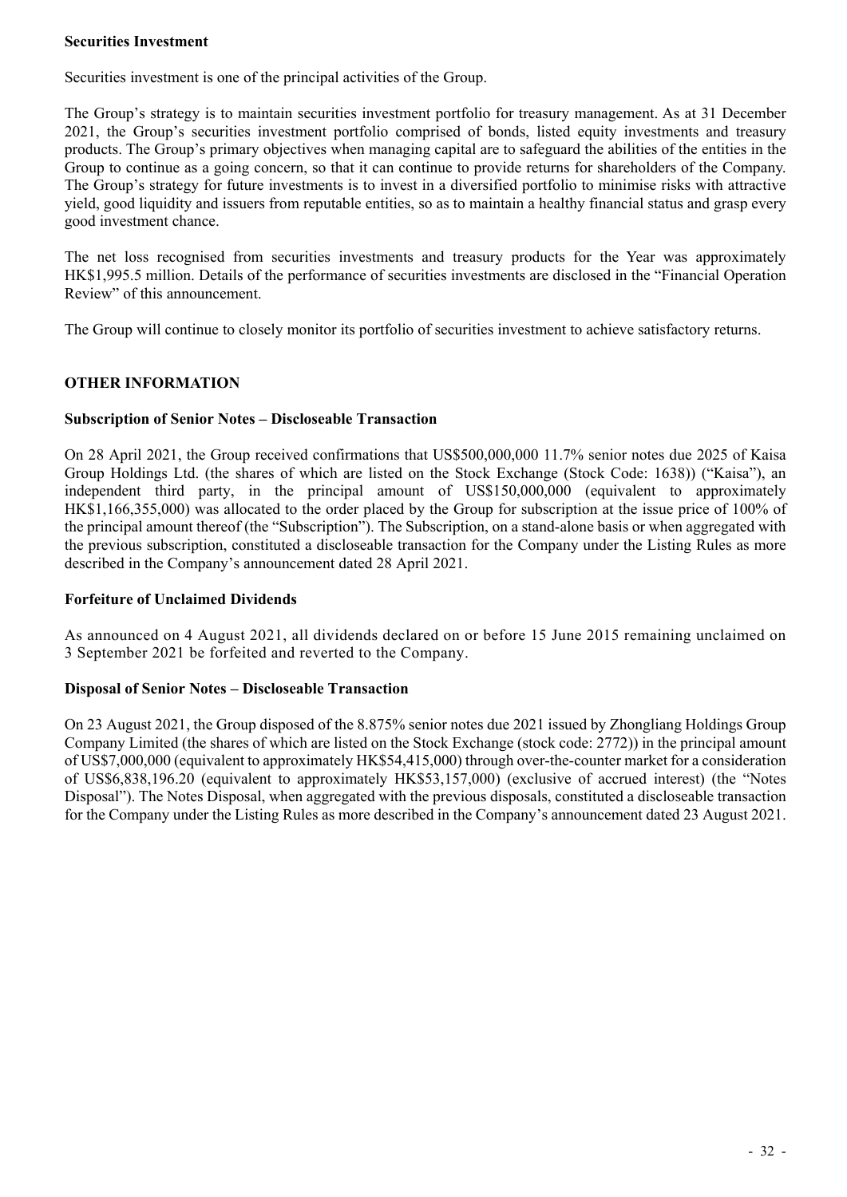**Securities Investment**

Securities investment is one of the principal activities of the Group.

The Group's strategy is to maintain securities investment portfolio for treasury management. As at 31 December 2021, the Group's securities investment portfolio comprised of bonds, listed equity investments and treasury products. The Group's primary objectives when managing capital are to safeguard the abilities of the entities in the Group to continue as a going concern, so that it can continue to provide returns for shareholders of the Company. The Group's strategy for future investments is to invest in a diversified portfolio to minimise risks with attractive yield, good liquidity and issuers from reputable entities, so as to maintain a healthy financial status and grasp every good investment chance.

The net loss recognised from securities investments and treasury products for the Year was approximately HK$1,995.5 million. Details of the performance of securities investments are disclosed in the "Financial Operation Review" of this announcement.

The Group will continue to closely monitor its portfolio of securities investment to achieve satisfactory returns.

## OTHER INFORMATION

**Subscription of Senior Notes – Discloseable Transaction**

On 28 April 2021, the Group received confirmations that US$500,000,000 11.7% senior notes due 2025 of Kaisa Group Holdings Ltd. (the shares of which are listed on the Stock Exchange (Stock Code: 1638)) ("Kaisa"), an independent third party, in the principal amount of US$150,000,000 (equivalent to approximately HK$1,166,355,000) was allocated to the order placed by the Group for subscription at the issue price of 100% of the principal amount thereof (the "Subscription"). The Subscription, on a stand-alone basis or when aggregated with the previous subscription, constituted a discloseable transaction for the Company under the Listing Rules as more described in the Company's announcement dated 28 April 2021.

**Forfeiture of Unclaimed Dividends**

As announced on 4 August 2021, all dividends declared on or before 15 June 2015 remaining unclaimed on 3 September 2021 be forfeited and reverted to the Company.

**Disposal of Senior Notes – Discloseable Transaction**

On 23 August 2021, the Group disposed of the 8.875% senior notes due 2021 issued by Zhongliang Holdings Group Company Limited (the shares of which are listed on the Stock Exchange (stock code: 2772)) in the principal amount of US$7,000,000 (equivalent to approximately HK$54,415,000) through over-the-counter market for a consideration of US$6,838,196.20 (equivalent to approximately HK$53,157,000) (exclusive of accrued interest) (the "Notes Disposal"). The Notes Disposal, when aggregated with the previous disposals, constituted a discloseable transaction for the Company under the Listing Rules as more described in the Company's announcement dated 23 August 2021.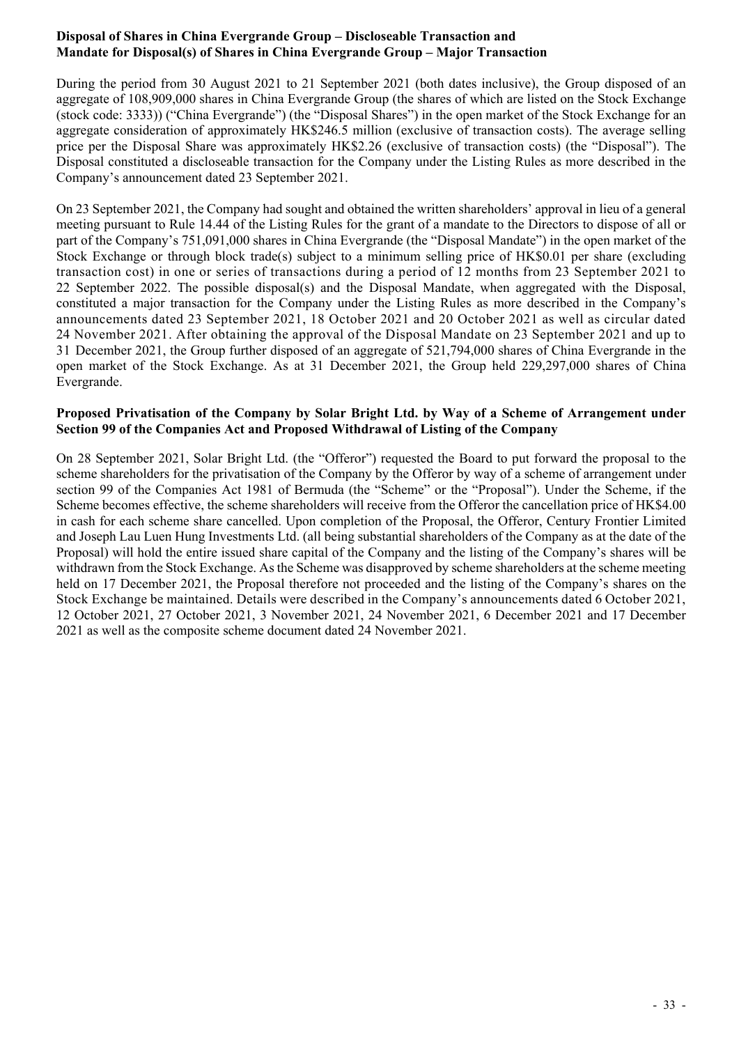**Disposal of Shares in China Evergrande Group – Discloseable Transaction and Mandate for Disposal(s) of Shares in China Evergrande Group – Major Transaction**

During the period from 30 August 2021 to 21 September 2021 (both dates inclusive), the Group disposed of an aggregate of 108,909,000 shares in China Evergrande Group (the shares of which are listed on the Stock Exchange (stock code: 3333)) ("China Evergrande") (the "Disposal Shares") in the open market of the Stock Exchange for an aggregate consideration of approximately HK$246.5 million (exclusive of transaction costs). The average selling price per the Disposal Share was approximately HK$2.26 (exclusive of transaction costs) (the "Disposal"). The Disposal constituted a discloseable transaction for the Company under the Listing Rules as more described in the Company's announcement dated 23 September 2021.

On 23 September 2021, the Company had sought and obtained the written shareholders' approval in lieu of a general meeting pursuant to Rule 14.44 of the Listing Rules for the grant of a mandate to the Directors to dispose of all or part of the Company's 751,091,000 shares in China Evergrande (the "Disposal Mandate") in the open market of the Stock Exchange or through block trade(s) subject to a minimum selling price of HK$0.01 per share (excluding transaction cost) in one or series of transactions during a period of 12 months from 23 September 2021 to 22 September 2022. The possible disposal(s) and the Disposal Mandate, when aggregated with the Disposal, constituted a major transaction for the Company under the Listing Rules as more described in the Company's announcements dated 23 September 2021, 18 October 2021 and 20 October 2021 as well as circular dated 24 November 2021. After obtaining the approval of the Disposal Mandate on 23 September 2021 and up to 31 December 2021, the Group further disposed of an aggregate of 521,794,000 shares of China Evergrande in the open market of the Stock Exchange. As at 31 December 2021, the Group held 229,297,000 shares of China Evergrande.

**Proposed Privatisation of the Company by Solar Bright Ltd. by Way of a Scheme of Arrangement under Section 99 of the Companies Act and Proposed Withdrawal of Listing of the Company**

On 28 September 2021, Solar Bright Ltd. (the "Offeror") requested the Board to put forward the proposal to the scheme shareholders for the privatisation of the Company by the Offeror by way of a scheme of arrangement under section 99 of the Companies Act 1981 of Bermuda (the "Scheme" or the "Proposal"). Under the Scheme, if the Scheme becomes effective, the scheme shareholders will receive from the Offeror the cancellation price of HK$4.00 in cash for each scheme share cancelled. Upon completion of the Proposal, the Offeror, Century Frontier Limited and Joseph Lau Luen Hung Investments Ltd. (all being substantial shareholders of the Company as at the date of the Proposal) will hold the entire issued share capital of the Company and the listing of the Company's shares will be withdrawn from the Stock Exchange. As the Scheme was disapproved by scheme shareholders at the scheme meeting held on 17 December 2021, the Proposal therefore not proceeded and the listing of the Company's shares on the Stock Exchange be maintained. Details were described in the Company's announcements dated 6 October 2021, 12 October 2021, 27 October 2021, 3 November 2021, 24 November 2021, 6 December 2021 and 17 December 2021 as well as the composite scheme document dated 24 November 2021.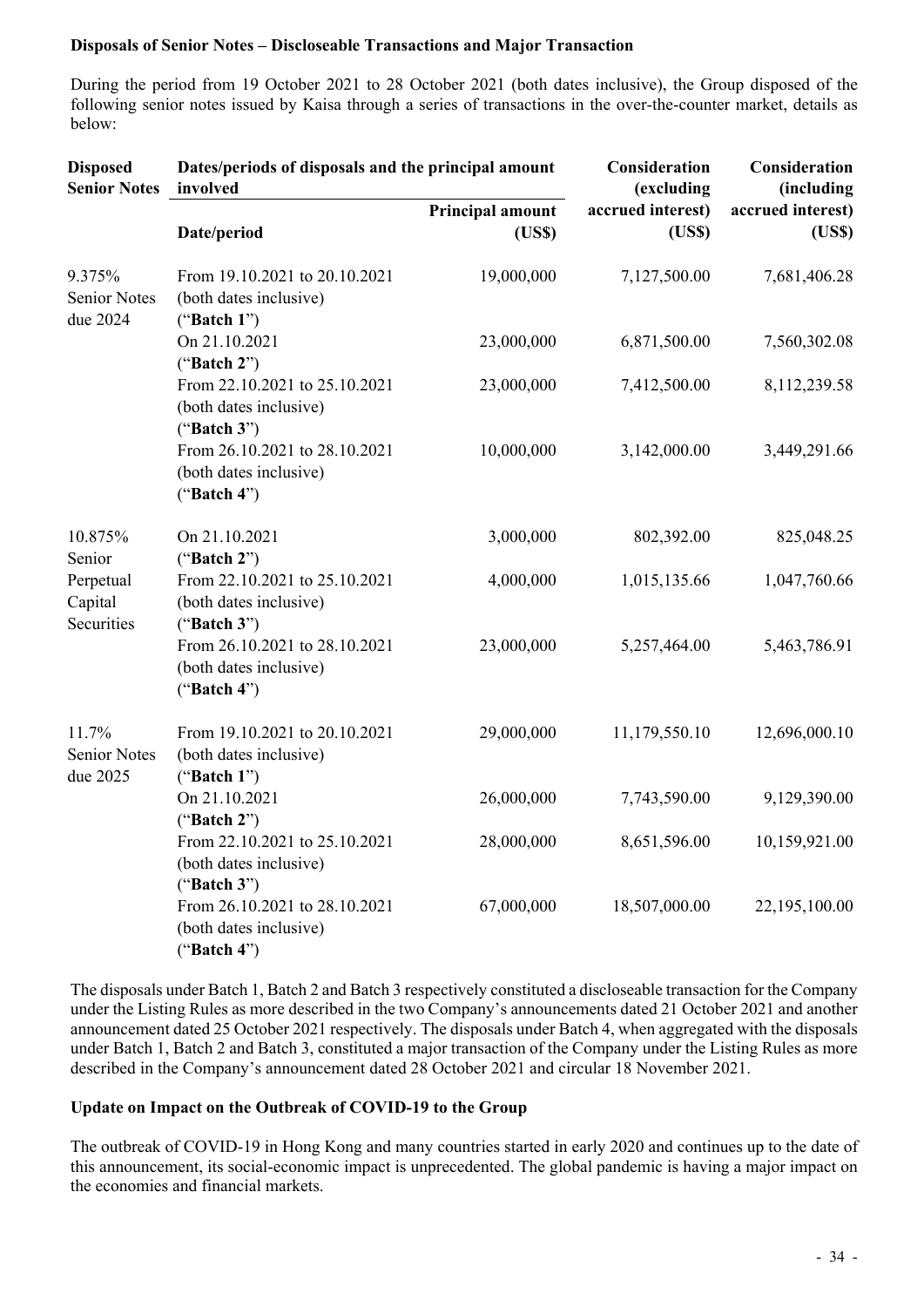**Disposals of Senior Notes – Discloseable Transactions and Major Transaction**

During the period from 19 October 2021 to 28 October 2021 (both dates inclusive), the Group disposed of the following senior notes issued by Kaisa through a series of transactions in the over-the-counter market, details as below:

| Disposed Senior Notes | Dates/periods of disposals and the principal amount involved | | Consideration (excluding accrued interest) | Consideration (including accrued interest) |
|---|---|---|---|---|
| | Date/period | Principal amount (US$) | (US$) | (US$) |
| 9.375% Senior Notes due 2024 | From 19.10.2021 to 20.10.2021 (both dates inclusive) ("**Batch 1**") | 19,000,000 | 7,127,500.00 | 7,681,406.28 |
| | On 21.10.2021 ("**Batch 2**") | 23,000,000 | 6,871,500.00 | 7,560,302.08 |
| | From 22.10.2021 to 25.10.2021 (both dates inclusive) ("**Batch 3**") | 23,000,000 | 7,412,500.00 | 8,112,239.58 |
| | From 26.10.2021 to 28.10.2021 (both dates inclusive) ("**Batch 4**") | 10,000,000 | 3,142,000.00 | 3,449,291.66 |
| 10.875% Senior Perpetual Capital Securities | On 21.10.2021 ("**Batch 2**") | 3,000,000 | 802,392.00 | 825,048.25 |
| | From 22.10.2021 to 25.10.2021 (both dates inclusive) ("**Batch 3**") | 4,000,000 | 1,015,135.66 | 1,047,760.66 |
| | From 26.10.2021 to 28.10.2021 (both dates inclusive) ("**Batch 4**") | 23,000,000 | 5,257,464.00 | 5,463,786.91 |
| 11.7% Senior Notes due 2025 | From 19.10.2021 to 20.10.2021 (both dates inclusive) ("**Batch 1**") | 29,000,000 | 11,179,550.10 | 12,696,000.10 |
| | On 21.10.2021 ("**Batch 2**") | 26,000,000 | 7,743,590.00 | 9,129,390.00 |
| | From 22.10.2021 to 25.10.2021 (both dates inclusive) ("**Batch 3**") | 28,000,000 | 8,651,596.00 | 10,159,921.00 |
| | From 26.10.2021 to 28.10.2021 (both dates inclusive) ("**Batch 4**") | 67,000,000 | 18,507,000.00 | 22,195,100.00 |

The disposals under Batch 1, Batch 2 and Batch 3 respectively constituted a discloseable transaction for the Company under the Listing Rules as more described in the two Company's announcements dated 21 October 2021 and another announcement dated 25 October 2021 respectively. The disposals under Batch 4, when aggregated with the disposals under Batch 1, Batch 2 and Batch 3, constituted a major transaction of the Company under the Listing Rules as more described in the Company's announcement dated 28 October 2021 and circular 18 November 2021.

**Update on Impact on the Outbreak of COVID-19 to the Group**

The outbreak of COVID-19 in Hong Kong and many countries started in early 2020 and continues up to the date of this announcement, its social-economic impact is unprecedented. The global pandemic is having a major impact on the economies and financial markets.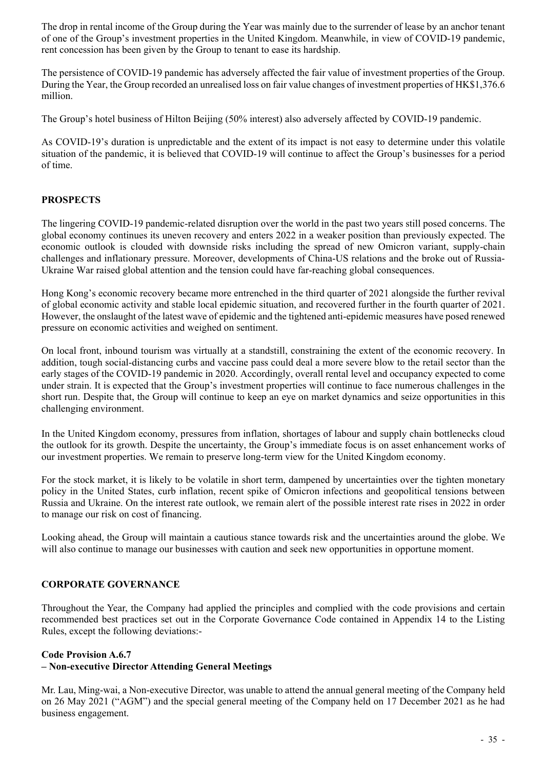The drop in rental income of the Group during the Year was mainly due to the surrender of lease by an anchor tenant of one of the Group's investment properties in the United Kingdom. Meanwhile, in view of COVID-19 pandemic, rent concession has been given by the Group to tenant to ease its hardship.

The persistence of COVID-19 pandemic has adversely affected the fair value of investment properties of the Group. During the Year, the Group recorded an unrealised loss on fair value changes of investment properties of HK$1,376.6 million.

The Group's hotel business of Hilton Beijing (50% interest) also adversely affected by COVID-19 pandemic.

As COVID-19's duration is unpredictable and the extent of its impact is not easy to determine under this volatile situation of the pandemic, it is believed that COVID-19 will continue to affect the Group's businesses for a period of time.

## PROSPECTS

The lingering COVID-19 pandemic-related disruption over the world in the past two years still posed concerns. The global economy continues its uneven recovery and enters 2022 in a weaker position than previously expected. The economic outlook is clouded with downside risks including the spread of new Omicron variant, supply-chain challenges and inflationary pressure. Moreover, developments of China-US relations and the broke out of Russia-Ukraine War raised global attention and the tension could have far-reaching global consequences.

Hong Kong's economic recovery became more entrenched in the third quarter of 2021 alongside the further revival of global economic activity and stable local epidemic situation, and recovered further in the fourth quarter of 2021. However, the onslaught of the latest wave of epidemic and the tightened anti-epidemic measures have posed renewed pressure on economic activities and weighed on sentiment.

On local front, inbound tourism was virtually at a standstill, constraining the extent of the economic recovery. In addition, tough social-distancing curbs and vaccine pass could deal a more severe blow to the retail sector than the early stages of the COVID-19 pandemic in 2020. Accordingly, overall rental level and occupancy expected to come under strain. It is expected that the Group's investment properties will continue to face numerous challenges in the short run. Despite that, the Group will continue to keep an eye on market dynamics and seize opportunities in this challenging environment.

In the United Kingdom economy, pressures from inflation, shortages of labour and supply chain bottlenecks cloud the outlook for its growth. Despite the uncertainty, the Group's immediate focus is on asset enhancement works of our investment properties. We remain to preserve long-term view for the United Kingdom economy.

For the stock market, it is likely to be volatile in short term, dampened by uncertainties over the tighten monetary policy in the United States, curb inflation, recent spike of Omicron infections and geopolitical tensions between Russia and Ukraine. On the interest rate outlook, we remain alert of the possible interest rate rises in 2022 in order to manage our risk on cost of financing.

Looking ahead, the Group will maintain a cautious stance towards risk and the uncertainties around the globe. We will also continue to manage our businesses with caution and seek new opportunities in opportune moment.

## CORPORATE GOVERNANCE

Throughout the Year, the Company had applied the principles and complied with the code provisions and certain recommended best practices set out in the Corporate Governance Code contained in Appendix 14 to the Listing Rules, except the following deviations:-

### Code Provision A.6.7
### – Non-executive Director Attending General Meetings

Mr. Lau, Ming-wai, a Non-executive Director, was unable to attend the annual general meeting of the Company held on 26 May 2021 ("AGM") and the special general meeting of the Company held on 17 December 2021 as he had business engagement.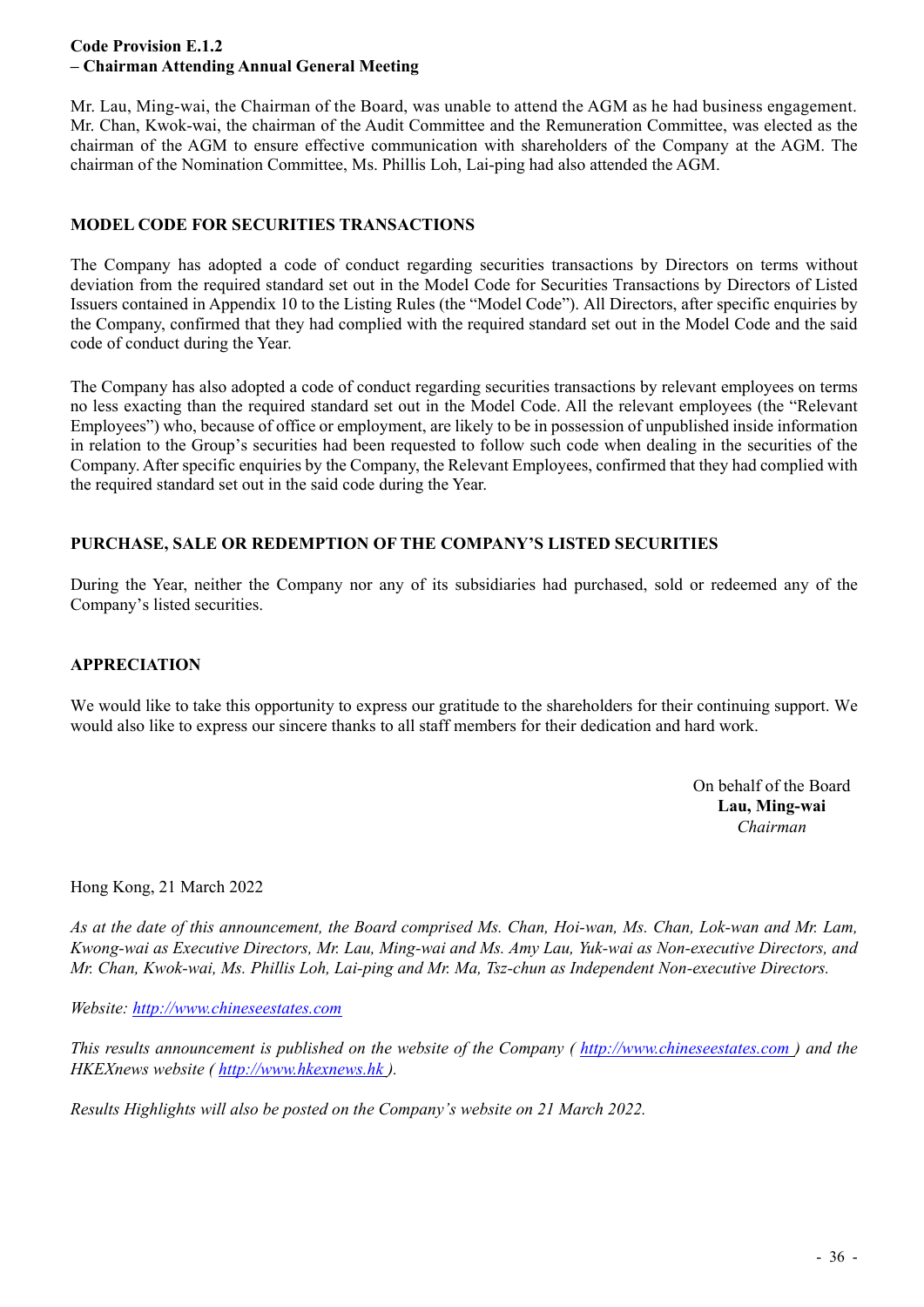**Code Provision E.1.2**
**– Chairman Attending Annual General Meeting**

Mr. Lau, Ming-wai, the Chairman of the Board, was unable to attend the AGM as he had business engagement. Mr. Chan, Kwok-wai, the chairman of the Audit Committee and the Remuneration Committee, was elected as the chairman of the AGM to ensure effective communication with shareholders of the Company at the AGM. The chairman of the Nomination Committee, Ms. Phillis Loh, Lai-ping had also attended the AGM.

## MODEL CODE FOR SECURITIES TRANSACTIONS

The Company has adopted a code of conduct regarding securities transactions by Directors on terms without deviation from the required standard set out in the Model Code for Securities Transactions by Directors of Listed Issuers contained in Appendix 10 to the Listing Rules (the "Model Code"). All Directors, after specific enquiries by the Company, confirmed that they had complied with the required standard set out in the Model Code and the said code of conduct during the Year.

The Company has also adopted a code of conduct regarding securities transactions by relevant employees on terms no less exacting than the required standard set out in the Model Code. All the relevant employees (the "Relevant Employees") who, because of office or employment, are likely to be in possession of unpublished inside information in relation to the Group's securities had been requested to follow such code when dealing in the securities of the Company. After specific enquiries by the Company, the Relevant Employees, confirmed that they had complied with the required standard set out in the said code during the Year.

## PURCHASE, SALE OR REDEMPTION OF THE COMPANY'S LISTED SECURITIES

During the Year, neither the Company nor any of its subsidiaries had purchased, sold or redeemed any of the Company's listed securities.

## APPRECIATION

We would like to take this opportunity to express our gratitude to the shareholders for their continuing support. We would also like to express our sincere thanks to all staff members for their dedication and hard work.

On behalf of the Board
**Lau, Ming-wai**
*Chairman*

Hong Kong, 21 March 2022

*As at the date of this announcement, the Board comprised Ms. Chan, Hoi-wan, Ms. Chan, Lok-wan and Mr. Lam, Kwong-wai as Executive Directors, Mr. Lau, Ming-wai and Ms. Amy Lau, Yuk-wai as Non-executive Directors, and Mr. Chan, Kwok-wai, Ms. Phillis Loh, Lai-ping and Mr. Ma, Tsz-chun as Independent Non-executive Directors.*

*Website: http://www.chineseestates.com*

*This results announcement is published on the website of the Company ( http://www.chineseestates.com ) and the HKEXnews website ( http://www.hkexnews.hk ).*

*Results Highlights will also be posted on the Company's website on 21 March 2022.*